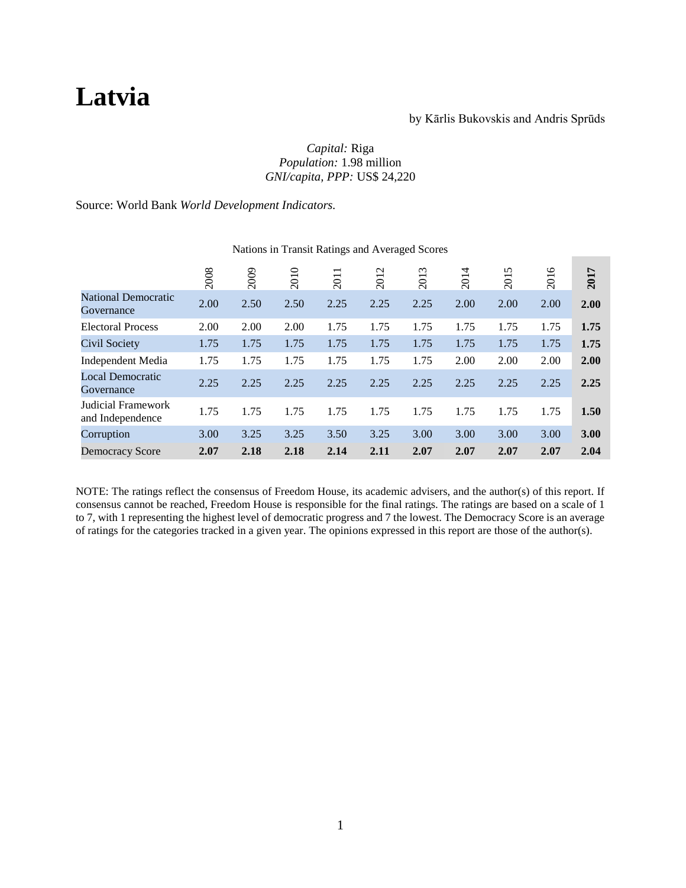# Latvia

by Kārlis Bukovskis and Andris Sprūds

*Capital:* Riga
*Population:* 1.98 million
*GNI/capita, PPP:* US$ 24,220

Source: World Bank *World Development Indicators.*

Nations in Transit Ratings and Averaged Scores

| | 2008 | 2009 | 2010 | 2011 | 2012 | 2013 | 2014 | 2015 | 2016 | **2017** |
|---|---|---|---|---|---|---|---|---|---|---|
| National Democratic Governance | 2.00 | 2.50 | 2.50 | 2.25 | 2.25 | 2.25 | 2.00 | 2.00 | 2.00 | **2.00** |
| Electoral Process | 2.00 | 2.00 | 2.00 | 1.75 | 1.75 | 1.75 | 1.75 | 1.75 | 1.75 | **1.75** |
| Civil Society | 1.75 | 1.75 | 1.75 | 1.75 | 1.75 | 1.75 | 1.75 | 1.75 | 1.75 | **1.75** |
| Independent Media | 1.75 | 1.75 | 1.75 | 1.75 | 1.75 | 1.75 | 2.00 | 2.00 | 2.00 | **2.00** |
| Local Democratic Governance | 2.25 | 2.25 | 2.25 | 2.25 | 2.25 | 2.25 | 2.25 | 2.25 | 2.25 | **2.25** |
| Judicial Framework and Independence | 1.75 | 1.75 | 1.75 | 1.75 | 1.75 | 1.75 | 1.75 | 1.75 | 1.75 | **1.50** |
| Corruption | 3.00 | 3.25 | 3.25 | 3.50 | 3.25 | 3.00 | 3.00 | 3.00 | 3.00 | **3.00** |
| Democracy Score | **2.07** | **2.18** | **2.18** | **2.14** | **2.11** | **2.07** | **2.07** | **2.07** | **2.07** | **2.04** |

NOTE: The ratings reflect the consensus of Freedom House, its academic advisers, and the author(s) of this report. If consensus cannot be reached, Freedom House is responsible for the final ratings. The ratings are based on a scale of 1 to 7, with 1 representing the highest level of democratic progress and 7 the lowest. The Democracy Score is an average of ratings for the categories tracked in a given year. The opinions expressed in this report are those of the author(s).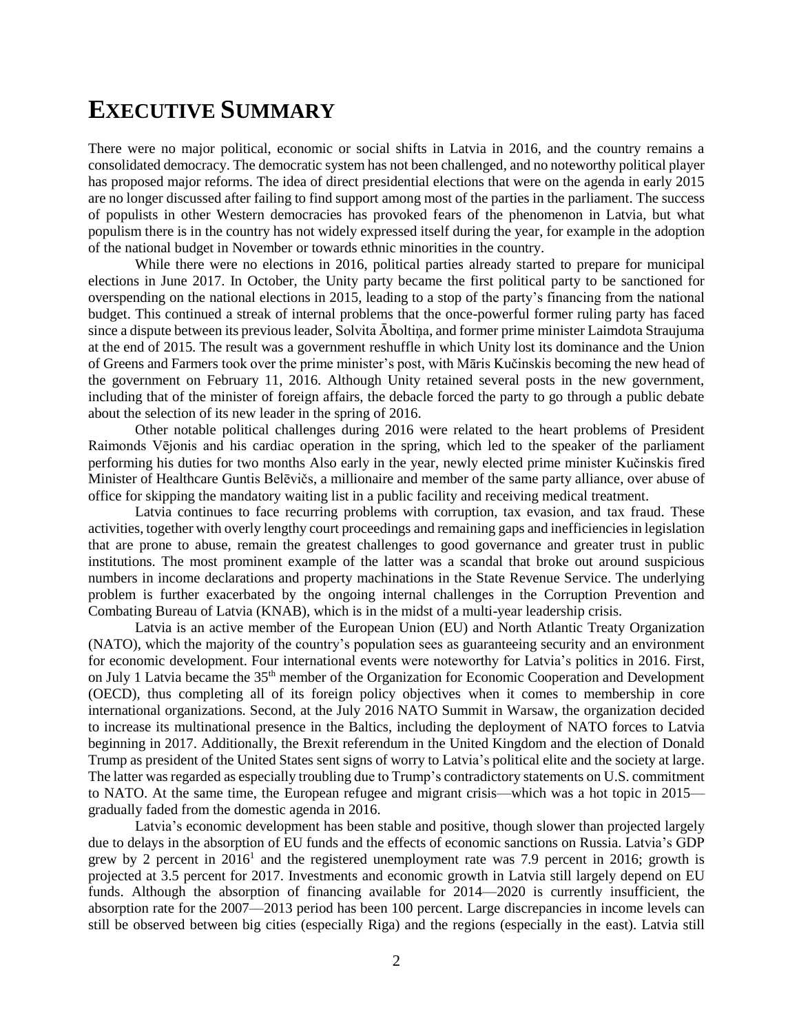# EXECUTIVE SUMMARY

There were no major political, economic or social shifts in Latvia in 2016, and the country remains a consolidated democracy. The democratic system has not been challenged, and no noteworthy political player has proposed major reforms. The idea of direct presidential elections that were on the agenda in early 2015 are no longer discussed after failing to find support among most of the parties in the parliament. The success of populists in other Western democracies has provoked fears of the phenomenon in Latvia, but what populism there is in the country has not widely expressed itself during the year, for example in the adoption of the national budget in November or towards ethnic minorities in the country.

While there were no elections in 2016, political parties already started to prepare for municipal elections in June 2017. In October, the Unity party became the first political party to be sanctioned for overspending on the national elections in 2015, leading to a stop of the party's financing from the national budget. This continued a streak of internal problems that the once-powerful former ruling party has faced since a dispute between its previous leader, Solvita Āboltiņa, and former prime minister Laimdota Straujuma at the end of 2015. The result was a government reshuffle in which Unity lost its dominance and the Union of Greens and Farmers took over the prime minister's post, with Māris Kučinskis becoming the new head of the government on February 11, 2016. Although Unity retained several posts in the new government, including that of the minister of foreign affairs, the debacle forced the party to go through a public debate about the selection of its new leader in the spring of 2016.

Other notable political challenges during 2016 were related to the heart problems of President Raimonds Vējonis and his cardiac operation in the spring, which led to the speaker of the parliament performing his duties for two months Also early in the year, newly elected prime minister Kučinskis fired Minister of Healthcare Guntis Belēvičs, a millionaire and member of the same party alliance, over abuse of office for skipping the mandatory waiting list in a public facility and receiving medical treatment.

Latvia continues to face recurring problems with corruption, tax evasion, and tax fraud. These activities, together with overly lengthy court proceedings and remaining gaps and inefficiencies in legislation that are prone to abuse, remain the greatest challenges to good governance and greater trust in public institutions. The most prominent example of the latter was a scandal that broke out around suspicious numbers in income declarations and property machinations in the State Revenue Service. The underlying problem is further exacerbated by the ongoing internal challenges in the Corruption Prevention and Combating Bureau of Latvia (KNAB), which is in the midst of a multi-year leadership crisis.

Latvia is an active member of the European Union (EU) and North Atlantic Treaty Organization (NATO), which the majority of the country's population sees as guaranteeing security and an environment for economic development. Four international events were noteworthy for Latvia's politics in 2016. First, on July 1 Latvia became the 35th member of the Organization for Economic Cooperation and Development (OECD), thus completing all of its foreign policy objectives when it comes to membership in core international organizations. Second, at the July 2016 NATO Summit in Warsaw, the organization decided to increase its multinational presence in the Baltics, including the deployment of NATO forces to Latvia beginning in 2017. Additionally, the Brexit referendum in the United Kingdom and the election of Donald Trump as president of the United States sent signs of worry to Latvia's political elite and the society at large. The latter was regarded as especially troubling due to Trump's contradictory statements on U.S. commitment to NATO. At the same time, the European refugee and migrant crisis—which was a hot topic in 2015—gradually faded from the domestic agenda in 2016.

Latvia's economic development has been stable and positive, though slower than projected largely due to delays in the absorption of EU funds and the effects of economic sanctions on Russia. Latvia's GDP grew by 2 percent in 2016[1] and the registered unemployment rate was 7.9 percent in 2016; growth is projected at 3.5 percent for 2017. Investments and economic growth in Latvia still largely depend on EU funds. Although the absorption of financing available for 2014—2020 is currently insufficient, the absorption rate for the 2007—2013 period has been 100 percent. Large discrepancies in income levels can still be observed between big cities (especially Riga) and the regions (especially in the east). Latvia still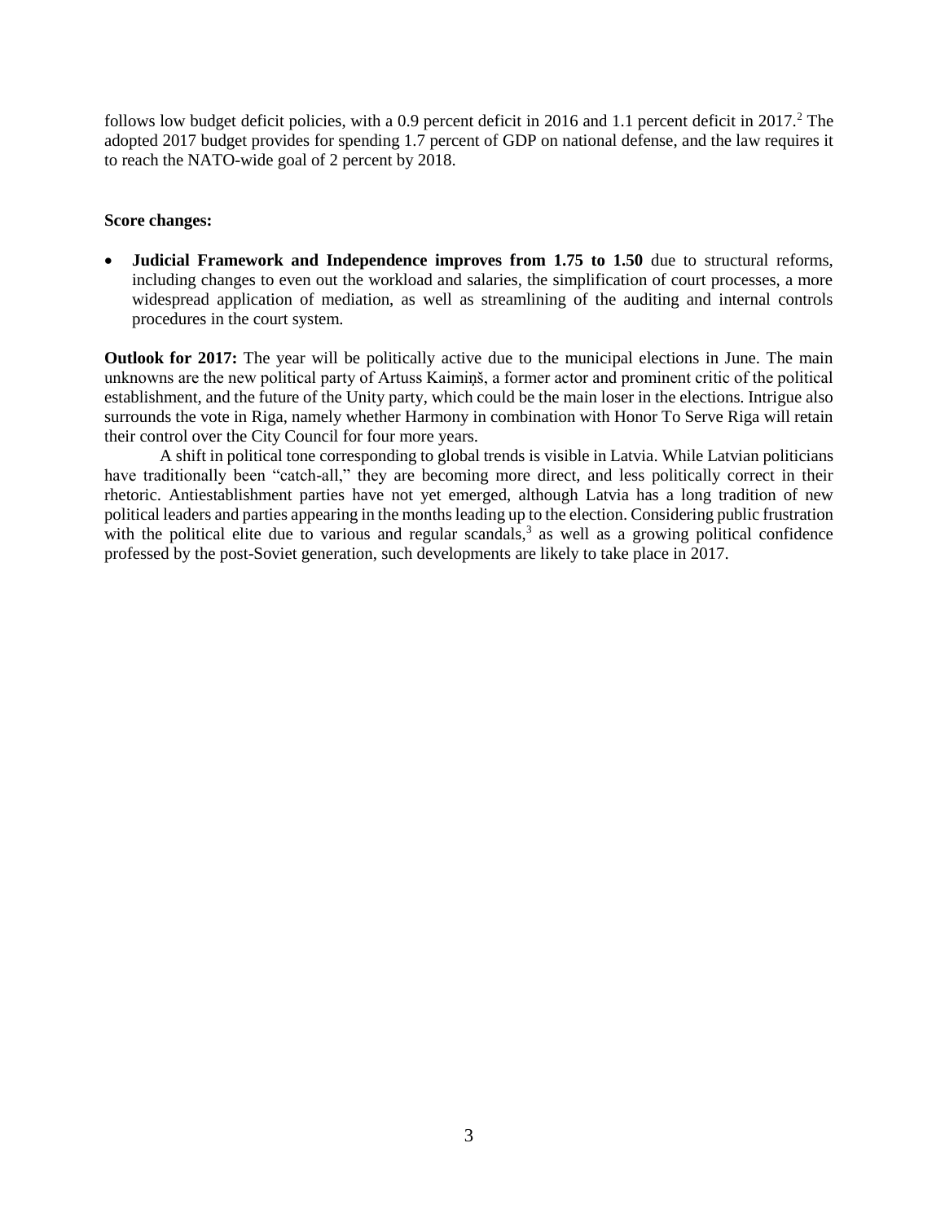follows low budget deficit policies, with a 0.9 percent deficit in 2016 and 1.1 percent deficit in 2017.[2] The adopted 2017 budget provides for spending 1.7 percent of GDP on national defense, and the law requires it to reach the NATO-wide goal of 2 percent by 2018.

**Score changes:**

- **Judicial Framework and Independence improves from 1.75 to 1.50** due to structural reforms, including changes to even out the workload and salaries, the simplification of court processes, a more widespread application of mediation, as well as streamlining of the auditing and internal controls procedures in the court system.

**Outlook for 2017:** The year will be politically active due to the municipal elections in June. The main unknowns are the new political party of Artuss Kaimiņš, a former actor and prominent critic of the political establishment, and the future of the Unity party, which could be the main loser in the elections. Intrigue also surrounds the vote in Riga, namely whether Harmony in combination with Honor To Serve Riga will retain their control over the City Council for four more years.

A shift in political tone corresponding to global trends is visible in Latvia. While Latvian politicians have traditionally been "catch-all," they are becoming more direct, and less politically correct in their rhetoric. Antiestablishment parties have not yet emerged, although Latvia has a long tradition of new political leaders and parties appearing in the months leading up to the election. Considering public frustration with the political elite due to various and regular scandals,[3] as well as a growing political confidence professed by the post-Soviet generation, such developments are likely to take place in 2017.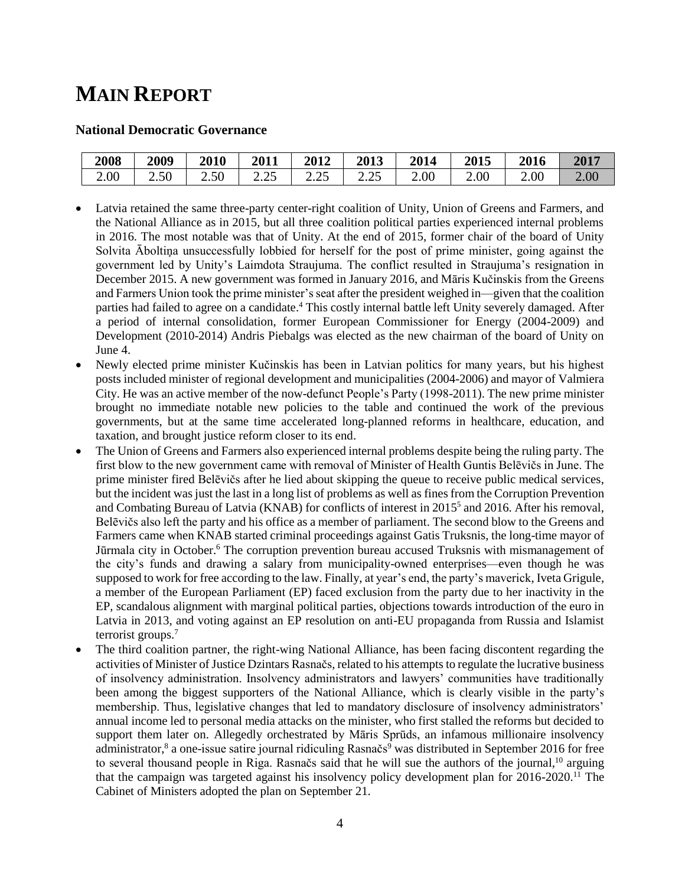# MAIN REPORT

### National Democratic Governance

| 2008 | 2009 | 2010 | 2011 | 2012 | 2013 | 2014 | 2015 | 2016 | 2017 |
|---|---|---|---|---|---|---|---|---|---|
| 2.00 | 2.50 | 2.50 | 2.25 | 2.25 | 2.25 | 2.00 | 2.00 | 2.00 | 2.00 |

- Latvia retained the same three-party center-right coalition of Unity, Union of Greens and Farmers, and the National Alliance as in 2015, but all three coalition political parties experienced internal problems in 2016. The most notable was that of Unity. At the end of 2015, former chair of the board of Unity Solvita Āboltiņa unsuccessfully lobbied for herself for the post of prime minister, going against the government led by Unity's Laimdota Straujuma. The conflict resulted in Straujuma's resignation in December 2015. A new government was formed in January 2016, and Māris Kučinskis from the Greens and Farmers Union took the prime minister's seat after the president weighed in—given that the coalition parties had failed to agree on a candidate.[4] This costly internal battle left Unity severely damaged. After a period of internal consolidation, former European Commissioner for Energy (2004-2009) and Development (2010-2014) Andris Piebalgs was elected as the new chairman of the board of Unity on June 4.
- Newly elected prime minister Kučinskis has been in Latvian politics for many years, but his highest posts included minister of regional development and municipalities (2004-2006) and mayor of Valmiera City. He was an active member of the now-defunct People's Party (1998-2011). The new prime minister brought no immediate notable new policies to the table and continued the work of the previous governments, but at the same time accelerated long-planned reforms in healthcare, education, and taxation, and brought justice reform closer to its end.
- The Union of Greens and Farmers also experienced internal problems despite being the ruling party. The first blow to the new government came with removal of Minister of Health Guntis Belēvičs in June. The prime minister fired Belēvičs after he lied about skipping the queue to receive public medical services, but the incident was just the last in a long list of problems as well as fines from the Corruption Prevention and Combating Bureau of Latvia (KNAB) for conflicts of interest in 2015[5] and 2016. After his removal, Belēvičs also left the party and his office as a member of parliament. The second blow to the Greens and Farmers came when KNAB started criminal proceedings against Gatis Truksnis, the long-time mayor of Jūrmala city in October.[6] The corruption prevention bureau accused Truksnis with mismanagement of the city's funds and drawing a salary from municipality-owned enterprises—even though he was supposed to work for free according to the law. Finally, at year's end, the party's maverick, Iveta Grigule, a member of the European Parliament (EP) faced exclusion from the party due to her inactivity in the EP, scandalous alignment with marginal political parties, objections towards introduction of the euro in Latvia in 2013, and voting against an EP resolution on anti-EU propaganda from Russia and Islamist terrorist groups.[7]
- The third coalition partner, the right-wing National Alliance, has been facing discontent regarding the activities of Minister of Justice Dzintars Rasnačs, related to his attempts to regulate the lucrative business of insolvency administration. Insolvency administrators and lawyers' communities have traditionally been among the biggest supporters of the National Alliance, which is clearly visible in the party's membership. Thus, legislative changes that led to mandatory disclosure of insolvency administrators' annual income led to personal media attacks on the minister, who first stalled the reforms but decided to support them later on. Allegedly orchestrated by Māris Sprūds, an infamous millionaire insolvency administrator,[8] a one-issue satire journal ridiculing Rasnačs[9] was distributed in September 2016 for free to several thousand people in Riga. Rasnačs said that he will sue the authors of the journal,[10] arguing that the campaign was targeted against his insolvency policy development plan for 2016-2020.[11] The Cabinet of Ministers adopted the plan on September 21.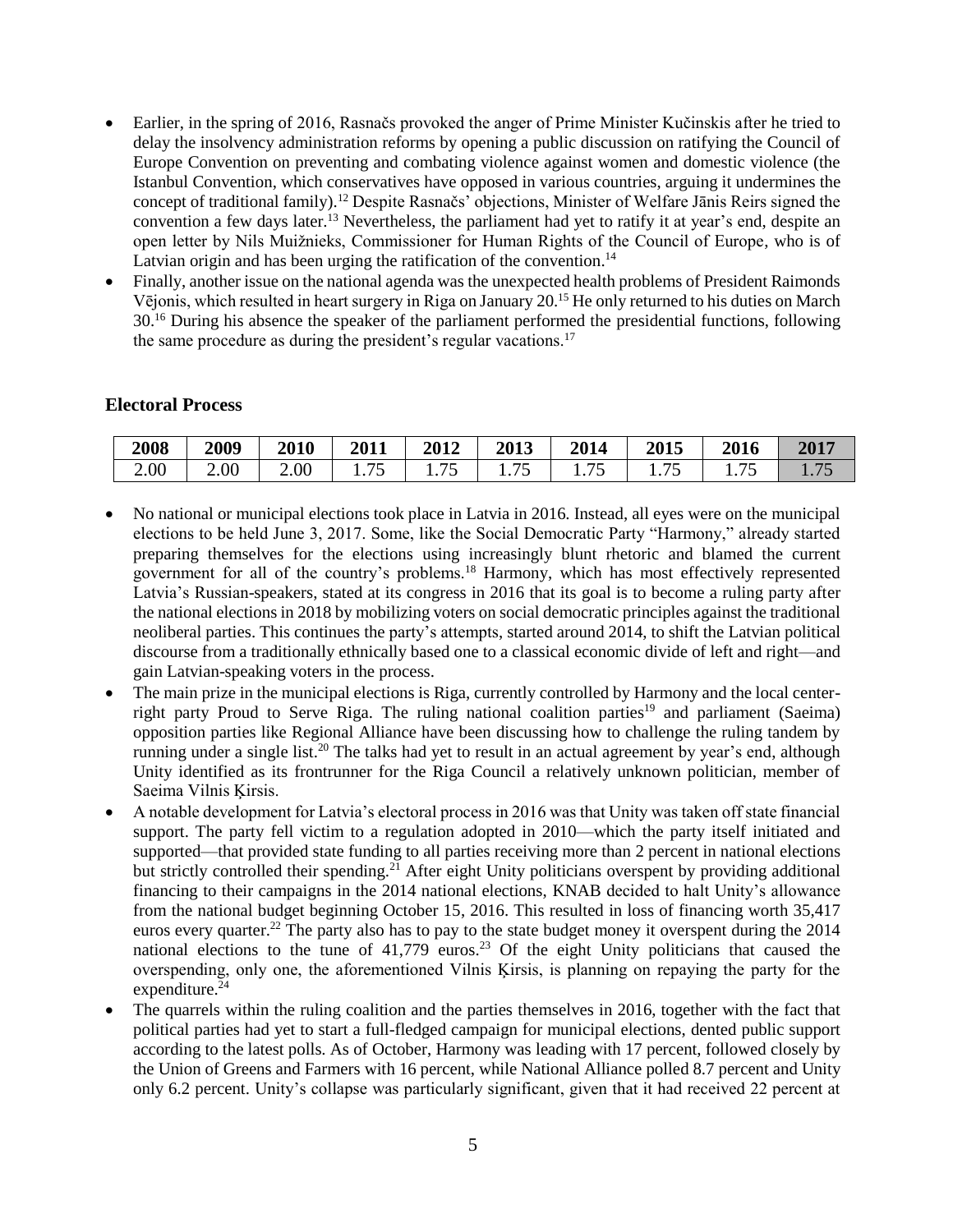- Earlier, in the spring of 2016, Rasnačs provoked the anger of Prime Minister Kučinskis after he tried to delay the insolvency administration reforms by opening a public discussion on ratifying the Council of Europe Convention on preventing and combating violence against women and domestic violence (the Istanbul Convention, which conservatives have opposed in various countries, arguing it undermines the concept of traditional family).[12] Despite Rasnačs' objections, Minister of Welfare Jānis Reirs signed the convention a few days later.[13] Nevertheless, the parliament had yet to ratify it at year's end, despite an open letter by Nils Muižnieks, Commissioner for Human Rights of the Council of Europe, who is of Latvian origin and has been urging the ratification of the convention.[14]
- Finally, another issue on the national agenda was the unexpected health problems of President Raimonds Vējonis, which resulted in heart surgery in Riga on January 20.[15] He only returned to his duties on March 30.[16] During his absence the speaker of the parliament performed the presidential functions, following the same procedure as during the president's regular vacations.[17]

## Electoral Process

| 2008 | 2009 | 2010 | 2011 | 2012 | 2013 | 2014 | 2015 | 2016 | 2017 |
|---|---|---|---|---|---|---|---|---|---|
| 2.00 | 2.00 | 2.00 | 1.75 | 1.75 | 1.75 | 1.75 | 1.75 | 1.75 | 1.75 |

- No national or municipal elections took place in Latvia in 2016. Instead, all eyes were on the municipal elections to be held June 3, 2017. Some, like the Social Democratic Party "Harmony," already started preparing themselves for the elections using increasingly blunt rhetoric and blamed the current government for all of the country's problems.[18] Harmony, which has most effectively represented Latvia's Russian-speakers, stated at its congress in 2016 that its goal is to become a ruling party after the national elections in 2018 by mobilizing voters on social democratic principles against the traditional neoliberal parties. This continues the party's attempts, started around 2014, to shift the Latvian political discourse from a traditionally ethnically based one to a classical economic divide of left and right—and gain Latvian-speaking voters in the process.
- The main prize in the municipal elections is Riga, currently controlled by Harmony and the local center-right party Proud to Serve Riga. The ruling national coalition parties[19] and parliament (Saeima) opposition parties like Regional Alliance have been discussing how to challenge the ruling tandem by running under a single list.[20] The talks had yet to result in an actual agreement by year's end, although Unity identified as its frontrunner for the Riga Council a relatively unknown politician, member of Saeima Vilnis Ķirsis.
- A notable development for Latvia's electoral process in 2016 was that Unity was taken off state financial support. The party fell victim to a regulation adopted in 2010—which the party itself initiated and supported—that provided state funding to all parties receiving more than 2 percent in national elections but strictly controlled their spending.[21] After eight Unity politicians overspent by providing additional financing to their campaigns in the 2014 national elections, KNAB decided to halt Unity's allowance from the national budget beginning October 15, 2016. This resulted in loss of financing worth 35,417 euros every quarter.[22] The party also has to pay to the state budget money it overspent during the 2014 national elections to the tune of 41,779 euros.[23] Of the eight Unity politicians that caused the overspending, only one, the aforementioned Vilnis Ķirsis, is planning on repaying the party for the expenditure.[24]
- The quarrels within the ruling coalition and the parties themselves in 2016, together with the fact that political parties had yet to start a full-fledged campaign for municipal elections, dented public support according to the latest polls. As of October, Harmony was leading with 17 percent, followed closely by the Union of Greens and Farmers with 16 percent, while National Alliance polled 8.7 percent and Unity only 6.2 percent. Unity's collapse was particularly significant, given that it had received 22 percent at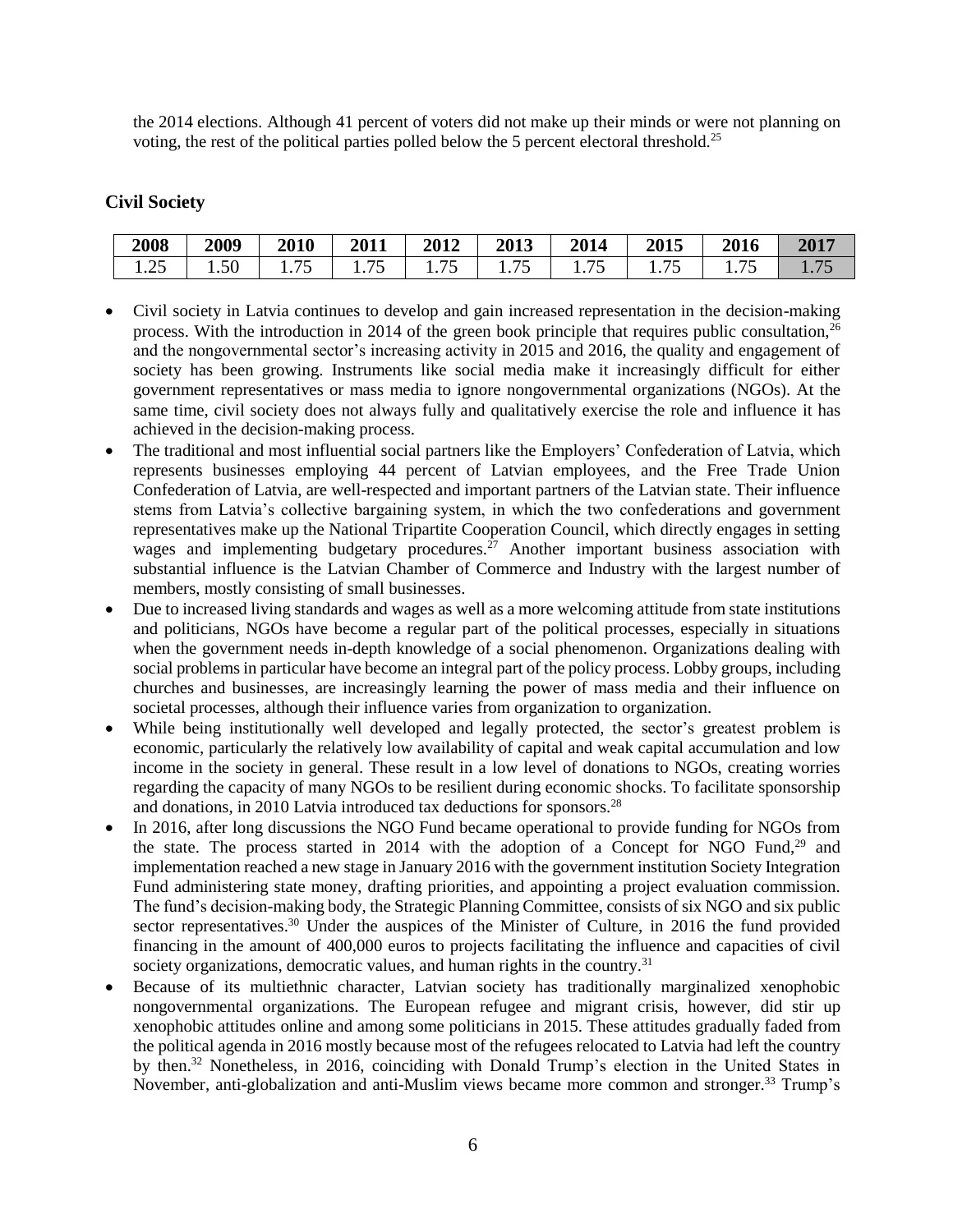the 2014 elections. Although 41 percent of voters did not make up their minds or were not planning on voting, the rest of the political parties polled below the 5 percent electoral threshold.[25]

## Civil Society

| 2008 | 2009 | 2010 | 2011 | 2012 | 2013 | 2014 | 2015 | 2016 | 2017 |
|---|---|---|---|---|---|---|---|---|---|
| 1.25 | 1.50 | 1.75 | 1.75 | 1.75 | 1.75 | 1.75 | 1.75 | 1.75 | 1.75 |

- Civil society in Latvia continues to develop and gain increased representation in the decision-making process. With the introduction in 2014 of the green book principle that requires public consultation,[26] and the nongovernmental sector's increasing activity in 2015 and 2016, the quality and engagement of society has been growing. Instruments like social media make it increasingly difficult for either government representatives or mass media to ignore nongovernmental organizations (NGOs). At the same time, civil society does not always fully and qualitatively exercise the role and influence it has achieved in the decision-making process.
- The traditional and most influential social partners like the Employers' Confederation of Latvia, which represents businesses employing 44 percent of Latvian employees, and the Free Trade Union Confederation of Latvia, are well-respected and important partners of the Latvian state. Their influence stems from Latvia's collective bargaining system, in which the two confederations and government representatives make up the National Tripartite Cooperation Council, which directly engages in setting wages and implementing budgetary procedures.[27] Another important business association with substantial influence is the Latvian Chamber of Commerce and Industry with the largest number of members, mostly consisting of small businesses.
- Due to increased living standards and wages as well as a more welcoming attitude from state institutions and politicians, NGOs have become a regular part of the political processes, especially in situations when the government needs in-depth knowledge of a social phenomenon. Organizations dealing with social problems in particular have become an integral part of the policy process. Lobby groups, including churches and businesses, are increasingly learning the power of mass media and their influence on societal processes, although their influence varies from organization to organization.
- While being institutionally well developed and legally protected, the sector's greatest problem is economic, particularly the relatively low availability of capital and weak capital accumulation and low income in the society in general. These result in a low level of donations to NGOs, creating worries regarding the capacity of many NGOs to be resilient during economic shocks. To facilitate sponsorship and donations, in 2010 Latvia introduced tax deductions for sponsors.[28]
- In 2016, after long discussions the NGO Fund became operational to provide funding for NGOs from the state. The process started in 2014 with the adoption of a Concept for NGO Fund,[29] and implementation reached a new stage in January 2016 with the government institution Society Integration Fund administering state money, drafting priorities, and appointing a project evaluation commission. The fund's decision-making body, the Strategic Planning Committee, consists of six NGO and six public sector representatives.[30] Under the auspices of the Minister of Culture, in 2016 the fund provided financing in the amount of 400,000 euros to projects facilitating the influence and capacities of civil society organizations, democratic values, and human rights in the country.[31]
- Because of its multiethnic character, Latvian society has traditionally marginalized xenophobic nongovernmental organizations. The European refugee and migrant crisis, however, did stir up xenophobic attitudes online and among some politicians in 2015. These attitudes gradually faded from the political agenda in 2016 mostly because most of the refugees relocated to Latvia had left the country by then.[32] Nonetheless, in 2016, coinciding with Donald Trump's election in the United States in November, anti-globalization and anti-Muslim views became more common and stronger.[33] Trump's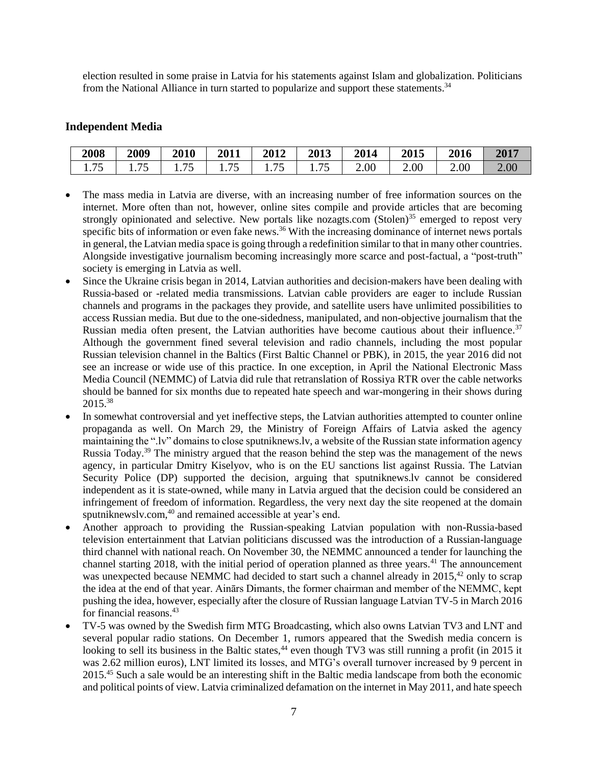election resulted in some praise in Latvia for his statements against Islam and globalization. Politicians from the National Alliance in turn started to popularize and support these statements.[34]

## Independent Media

| 2008 | 2009 | 2010 | 2011 | 2012 | 2013 | 2014 | 2015 | 2016 | 2017 |
|---|---|---|---|---|---|---|---|---|---|
| 1.75 | 1.75 | 1.75 | 1.75 | 1.75 | 1.75 | 2.00 | 2.00 | 2.00 | 2.00 |

- The mass media in Latvia are diverse, with an increasing number of free information sources on the internet. More often than not, however, online sites compile and provide articles that are becoming strongly opinionated and selective. New portals like nozagts.com (Stolen)[35] emerged to repost very specific bits of information or even fake news.[36] With the increasing dominance of internet news portals in general, the Latvian media space is going through a redefinition similar to that in many other countries. Alongside investigative journalism becoming increasingly more scarce and post-factual, a "post-truth" society is emerging in Latvia as well.
- Since the Ukraine crisis began in 2014, Latvian authorities and decision-makers have been dealing with Russia-based or -related media transmissions. Latvian cable providers are eager to include Russian channels and programs in the packages they provide, and satellite users have unlimited possibilities to access Russian media. But due to the one-sidedness, manipulated, and non-objective journalism that the Russian media often present, the Latvian authorities have become cautious about their influence.[37] Although the government fined several television and radio channels, including the most popular Russian television channel in the Baltics (First Baltic Channel or PBK), in 2015, the year 2016 did not see an increase or wide use of this practice. In one exception, in April the National Electronic Mass Media Council (NEMMC) of Latvia did rule that retranslation of Rossiya RTR over the cable networks should be banned for six months due to repeated hate speech and war-mongering in their shows during 2015.[38]
- In somewhat controversial and yet ineffective steps, the Latvian authorities attempted to counter online propaganda as well. On March 29, the Ministry of Foreign Affairs of Latvia asked the agency maintaining the ".lv" domains to close sputniknews.lv, a website of the Russian state information agency Russia Today.[39] The ministry argued that the reason behind the step was the management of the news agency, in particular Dmitry Kiselyov, who is on the EU sanctions list against Russia. The Latvian Security Police (DP) supported the decision, arguing that sputniknews.lv cannot be considered independent as it is state-owned, while many in Latvia argued that the decision could be considered an infringement of freedom of information. Regardless, the very next day the site reopened at the domain sputniknewslv.com,[40] and remained accessible at year's end.
- Another approach to providing the Russian-speaking Latvian population with non-Russia-based television entertainment that Latvian politicians discussed was the introduction of a Russian-language third channel with national reach. On November 30, the NEMMC announced a tender for launching the channel starting 2018, with the initial period of operation planned as three years.[41] The announcement was unexpected because NEMMC had decided to start such a channel already in 2015,[42] only to scrap the idea at the end of that year. Ainārs Dimants, the former chairman and member of the NEMMC, kept pushing the idea, however, especially after the closure of Russian language Latvian TV-5 in March 2016 for financial reasons.[43]
- TV-5 was owned by the Swedish firm MTG Broadcasting, which also owns Latvian TV3 and LNT and several popular radio stations. On December 1, rumors appeared that the Swedish media concern is looking to sell its business in the Baltic states,[44] even though TV3 was still running a profit (in 2015 it was 2.62 million euros), LNT limited its losses, and MTG's overall turnover increased by 9 percent in 2015.[45] Such a sale would be an interesting shift in the Baltic media landscape from both the economic and political points of view. Latvia criminalized defamation on the internet in May 2011, and hate speech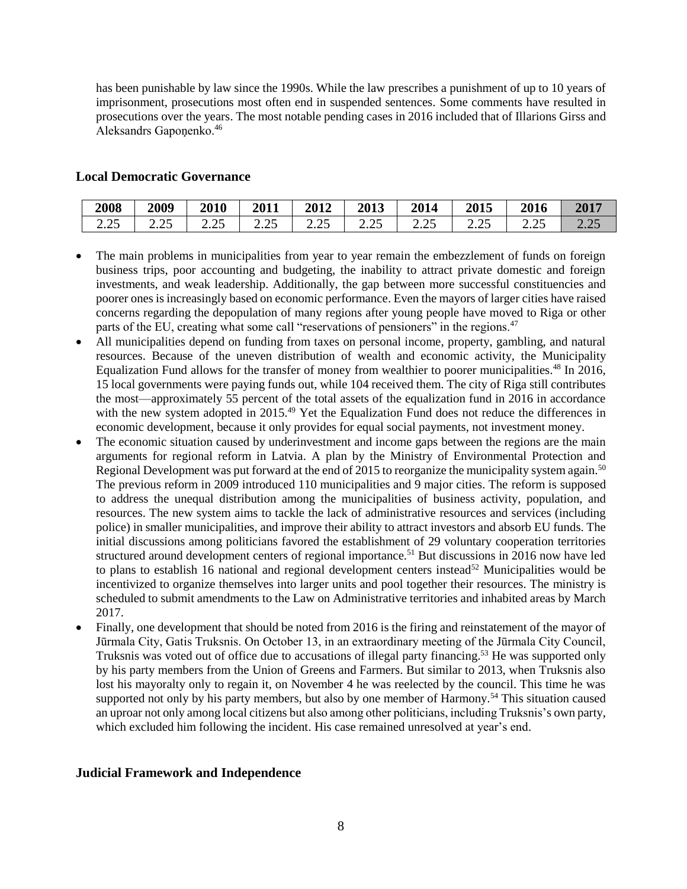has been punishable by law since the 1990s. While the law prescribes a punishment of up to 10 years of imprisonment, prosecutions most often end in suspended sentences. Some comments have resulted in prosecutions over the years. The most notable pending cases in 2016 included that of Illarions Girss and Aleksandrs Gapoņenko.[46]

## Local Democratic Governance

| 2008 | 2009 | 2010 | 2011 | 2012 | 2013 | 2014 | 2015 | 2016 | 2017 |
|---|---|---|---|---|---|---|---|---|---|
| 2.25 | 2.25 | 2.25 | 2.25 | 2.25 | 2.25 | 2.25 | 2.25 | 2.25 | 2.25 |

- The main problems in municipalities from year to year remain the embezzlement of funds on foreign business trips, poor accounting and budgeting, the inability to attract private domestic and foreign investments, and weak leadership. Additionally, the gap between more successful constituencies and poorer ones is increasingly based on economic performance. Even the mayors of larger cities have raised concerns regarding the depopulation of many regions after young people have moved to Riga or other parts of the EU, creating what some call "reservations of pensioners" in the regions.[47]
- All municipalities depend on funding from taxes on personal income, property, gambling, and natural resources. Because of the uneven distribution of wealth and economic activity, the Municipality Equalization Fund allows for the transfer of money from wealthier to poorer municipalities.[48] In 2016, 15 local governments were paying funds out, while 104 received them. The city of Riga still contributes the most—approximately 55 percent of the total assets of the equalization fund in 2016 in accordance with the new system adopted in 2015.[49] Yet the Equalization Fund does not reduce the differences in economic development, because it only provides for equal social payments, not investment money.
- The economic situation caused by underinvestment and income gaps between the regions are the main arguments for regional reform in Latvia. A plan by the Ministry of Environmental Protection and Regional Development was put forward at the end of 2015 to reorganize the municipality system again.[50] The previous reform in 2009 introduced 110 municipalities and 9 major cities. The reform is supposed to address the unequal distribution among the municipalities of business activity, population, and resources. The new system aims to tackle the lack of administrative resources and services (including police) in smaller municipalities, and improve their ability to attract investors and absorb EU funds. The initial discussions among politicians favored the establishment of 29 voluntary cooperation territories structured around development centers of regional importance.[51] But discussions in 2016 now have led to plans to establish 16 national and regional development centers instead[52] Municipalities would be incentivized to organize themselves into larger units and pool together their resources. The ministry is scheduled to submit amendments to the Law on Administrative territories and inhabited areas by March 2017.
- Finally, one development that should be noted from 2016 is the firing and reinstatement of the mayor of Jūrmala City, Gatis Truksnis. On October 13, in an extraordinary meeting of the Jūrmala City Council, Truksnis was voted out of office due to accusations of illegal party financing.[53] He was supported only by his party members from the Union of Greens and Farmers. But similar to 2013, when Truksnis also lost his mayoralty only to regain it, on November 4 he was reelected by the council. This time he was supported not only by his party members, but also by one member of Harmony.[54] This situation caused an uproar not only among local citizens but also among other politicians, including Truksnis's own party, which excluded him following the incident. His case remained unresolved at year's end.

## Judicial Framework and Independence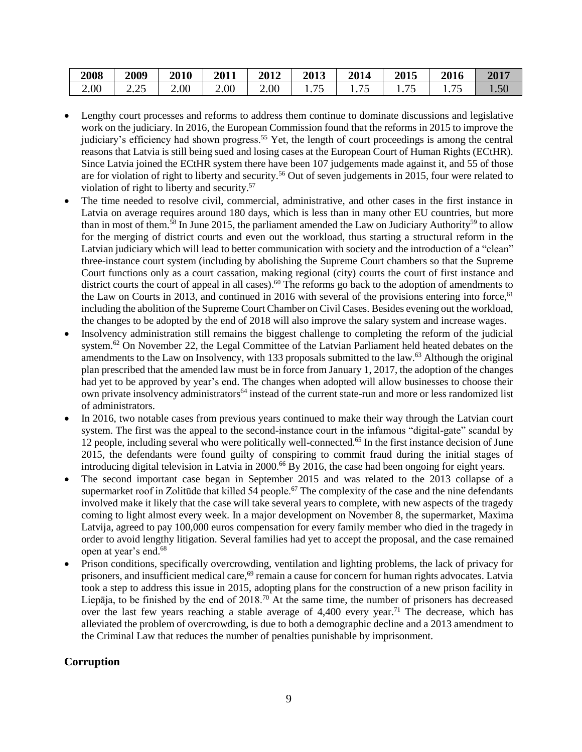| 2008 | 2009 | 2010 | 2011 | 2012 | 2013 | 2014 | 2015 | 2016 | 2017 |
|---|---|---|---|---|---|---|---|---|---|
| 2.00 | 2.25 | 2.00 | 2.00 | 2.00 | 1.75 | 1.75 | 1.75 | 1.75 | 1.50 |

- Lengthy court processes and reforms to address them continue to dominate discussions and legislative work on the judiciary. In 2016, the European Commission found that the reforms in 2015 to improve the judiciary's efficiency had shown progress.[55] Yet, the length of court proceedings is among the central reasons that Latvia is still being sued and losing cases at the European Court of Human Rights (ECtHR). Since Latvia joined the ECtHR system there have been 107 judgements made against it, and 55 of those are for violation of right to liberty and security.[56] Out of seven judgements in 2015, four were related to violation of right to liberty and security.[57]
- The time needed to resolve civil, commercial, administrative, and other cases in the first instance in Latvia on average requires around 180 days, which is less than in many other EU countries, but more than in most of them.[58] In June 2015, the parliament amended the Law on Judiciary Authority[59] to allow for the merging of district courts and even out the workload, thus starting a structural reform in the Latvian judiciary which will lead to better communication with society and the introduction of a "clean" three-instance court system (including by abolishing the Supreme Court chambers so that the Supreme Court functions only as a court cassation, making regional (city) courts the court of first instance and district courts the court of appeal in all cases).[60] The reforms go back to the adoption of amendments to the Law on Courts in 2013, and continued in 2016 with several of the provisions entering into force,[61] including the abolition of the Supreme Court Chamber on Civil Cases. Besides evening out the workload, the changes to be adopted by the end of 2018 will also improve the salary system and increase wages.
- Insolvency administration still remains the biggest challenge to completing the reform of the judicial system.[62] On November 22, the Legal Committee of the Latvian Parliament held heated debates on the amendments to the Law on Insolvency, with 133 proposals submitted to the law.[63] Although the original plan prescribed that the amended law must be in force from January 1, 2017, the adoption of the changes had yet to be approved by year's end. The changes when adopted will allow businesses to choose their own private insolvency administrators[64] instead of the current state-run and more or less randomized list of administrators.
- In 2016, two notable cases from previous years continued to make their way through the Latvian court system. The first was the appeal to the second-instance court in the infamous "digital-gate" scandal by 12 people, including several who were politically well-connected.[65] In the first instance decision of June 2015, the defendants were found guilty of conspiring to commit fraud during the initial stages of introducing digital television in Latvia in 2000.[66] By 2016, the case had been ongoing for eight years.
- The second important case began in September 2015 and was related to the 2013 collapse of a supermarket roof in Zolitūde that killed 54 people.[67] The complexity of the case and the nine defendants involved make it likely that the case will take several years to complete, with new aspects of the tragedy coming to light almost every week. In a major development on November 8, the supermarket, Maxima Latvija, agreed to pay 100,000 euros compensation for every family member who died in the tragedy in order to avoid lengthy litigation. Several families had yet to accept the proposal, and the case remained open at year's end.[68]
- Prison conditions, specifically overcrowding, ventilation and lighting problems, the lack of privacy for prisoners, and insufficient medical care,[69] remain a cause for concern for human rights advocates. Latvia took a step to address this issue in 2015, adopting plans for the construction of a new prison facility in Liepāja, to be finished by the end of 2018.[70] At the same time, the number of prisoners has decreased over the last few years reaching a stable average of 4,400 every year.[71] The decrease, which has alleviated the problem of overcrowding, is due to both a demographic decline and a 2013 amendment to the Criminal Law that reduces the number of penalties punishable by imprisonment.

## Corruption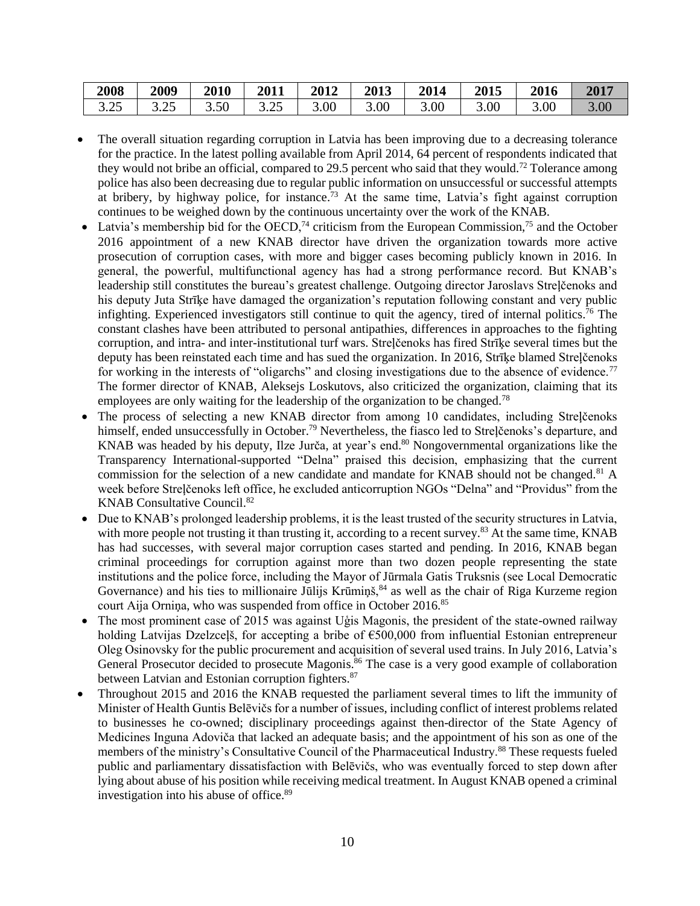| 2008 | 2009 | 2010 | 2011 | 2012 | 2013 | 2014 | 2015 | 2016 | 2017 |
|---|---|---|---|---|---|---|---|---|---|
| 3.25 | 3.25 | 3.50 | 3.25 | 3.00 | 3.00 | 3.00 | 3.00 | 3.00 | 3.00 |

- The overall situation regarding corruption in Latvia has been improving due to a decreasing tolerance for the practice. In the latest polling available from April 2014, 64 percent of respondents indicated that they would not bribe an official, compared to 29.5 percent who said that they would.[72] Tolerance among police has also been decreasing due to regular public information on unsuccessful or successful attempts at bribery, by highway police, for instance.[73] At the same time, Latvia's fight against corruption continues to be weighed down by the continuous uncertainty over the work of the KNAB.
- Latvia's membership bid for the OECD,[74] criticism from the European Commission,[75] and the October 2016 appointment of a new KNAB director have driven the organization towards more active prosecution of corruption cases, with more and bigger cases becoming publicly known in 2016. In general, the powerful, multifunctional agency has had a strong performance record. But KNAB's leadership still constitutes the bureau's greatest challenge. Outgoing director Jaroslavs Streļčenoks and his deputy Juta Strīķe have damaged the organization's reputation following constant and very public infighting. Experienced investigators still continue to quit the agency, tired of internal politics.[76] The constant clashes have been attributed to personal antipathies, differences in approaches to the fighting corruption, and intra- and inter-institutional turf wars. Streļčenoks has fired Strīķe several times but the deputy has been reinstated each time and has sued the organization. In 2016, Strīķe blamed Streļčenoks for working in the interests of "oligarchs" and closing investigations due to the absence of evidence.[77] The former director of KNAB, Aleksejs Loskutovs, also criticized the organization, claiming that its employees are only waiting for the leadership of the organization to be changed.[78]
- The process of selecting a new KNAB director from among 10 candidates, including Streļčenoks himself, ended unsuccessfully in October.[79] Nevertheless, the fiasco led to Streļčenoks's departure, and KNAB was headed by his deputy, Ilze Jurča, at year's end.[80] Nongovernmental organizations like the Transparency International-supported "Delna" praised this decision, emphasizing that the current commission for the selection of a new candidate and mandate for KNAB should not be changed.[81] A week before Streļčenoks left office, he excluded anticorruption NGOs "Delna" and "Providus" from the KNAB Consultative Council.[82]
- Due to KNAB's prolonged leadership problems, it is the least trusted of the security structures in Latvia, with more people not trusting it than trusting it, according to a recent survey.[83] At the same time, KNAB has had successes, with several major corruption cases started and pending. In 2016, KNAB began criminal proceedings for corruption against more than two dozen people representing the state institutions and the police force, including the Mayor of Jūrmala Gatis Truksnis (see Local Democratic Governance) and his ties to millionaire Jūlijs Krūmiņš,[84] as well as the chair of Riga Kurzeme region court Aija Orniņa, who was suspended from office in October 2016.[85]
- The most prominent case of 2015 was against Uģis Magonis, the president of the state-owned railway holding Latvijas Dzelzceļš, for accepting a bribe of €500,000 from influential Estonian entrepreneur Oleg Osinovsky for the public procurement and acquisition of several used trains. In July 2016, Latvia's General Prosecutor decided to prosecute Magonis.[86] The case is a very good example of collaboration between Latvian and Estonian corruption fighters.[87]
- Throughout 2015 and 2016 the KNAB requested the parliament several times to lift the immunity of Minister of Health Guntis Belēvičs for a number of issues, including conflict of interest problems related to businesses he co-owned; disciplinary proceedings against then-director of the State Agency of Medicines Inguna Adoviča that lacked an adequate basis; and the appointment of his son as one of the members of the ministry's Consultative Council of the Pharmaceutical Industry.[88] These requests fueled public and parliamentary dissatisfaction with Belēvičs, who was eventually forced to step down after lying about abuse of his position while receiving medical treatment. In August KNAB opened a criminal investigation into his abuse of office.[89]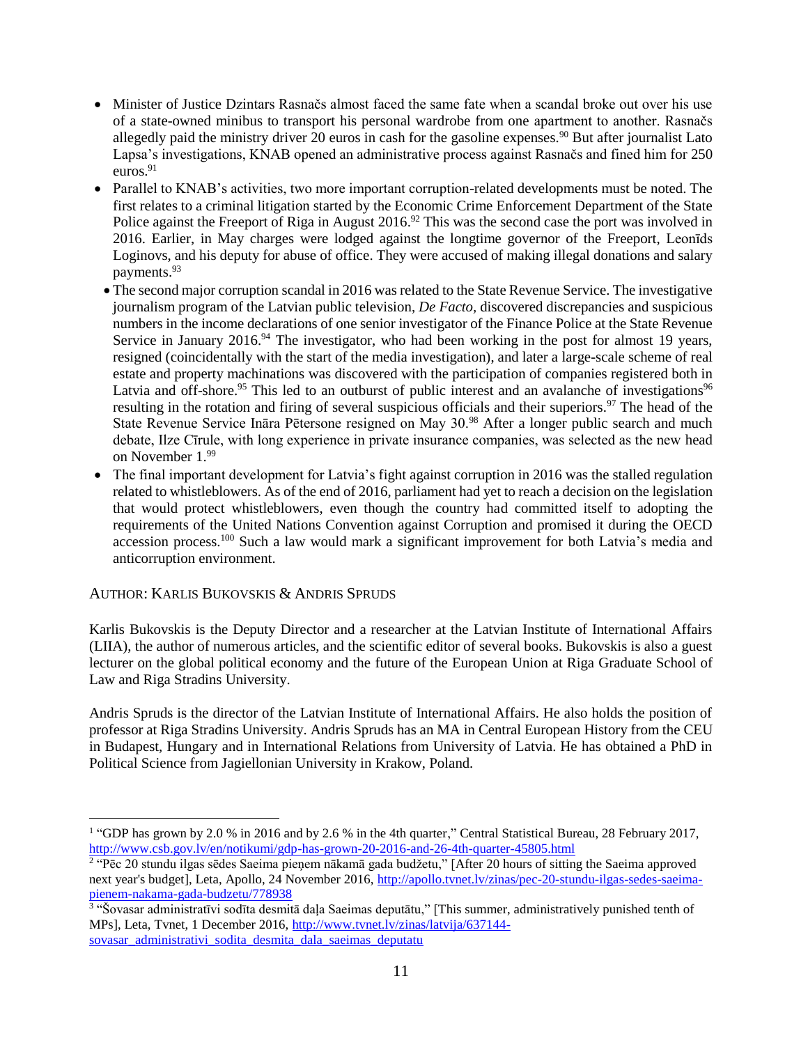- Minister of Justice Dzintars Rasnačs almost faced the same fate when a scandal broke out over his use of a state-owned minibus to transport his personal wardrobe from one apartment to another. Rasnačs allegedly paid the ministry driver 20 euros in cash for the gasoline expenses.[90] But after journalist Lato Lapsa's investigations, KNAB opened an administrative process against Rasnačs and fined him for 250 euros.[91]
- Parallel to KNAB's activities, two more important corruption-related developments must be noted. The first relates to a criminal litigation started by the Economic Crime Enforcement Department of the State Police against the Freeport of Riga in August 2016.[92] This was the second case the port was involved in 2016. Earlier, in May charges were lodged against the longtime governor of the Freeport, Leonīds Loginovs, and his deputy for abuse of office. They were accused of making illegal donations and salary payments.[93]
- The second major corruption scandal in 2016 was related to the State Revenue Service. The investigative journalism program of the Latvian public television, *De Facto,* discovered discrepancies and suspicious numbers in the income declarations of one senior investigator of the Finance Police at the State Revenue Service in January 2016.[94] The investigator, who had been working in the post for almost 19 years, resigned (coincidentally with the start of the media investigation), and later a large-scale scheme of real estate and property machinations was discovered with the participation of companies registered both in Latvia and off-shore.[95] This led to an outburst of public interest and an avalanche of investigations[96] resulting in the rotation and firing of several suspicious officials and their superiors.[97] The head of the State Revenue Service Ināra Pētersone resigned on May 30.[98] After a longer public search and much debate, Ilze Cīrule, with long experience in private insurance companies, was selected as the new head on November 1.[99]
- The final important development for Latvia's fight against corruption in 2016 was the stalled regulation related to whistleblowers. As of the end of 2016, parliament had yet to reach a decision on the legislation that would protect whistleblowers, even though the country had committed itself to adopting the requirements of the United Nations Convention against Corruption and promised it during the OECD accession process.[100] Such a law would mark a significant improvement for both Latvia's media and anticorruption environment.

AUTHOR: KARLIS BUKOVSKIS & ANDRIS SPRUDS

Karlis Bukovskis is the Deputy Director and a researcher at the Latvian Institute of International Affairs (LIIA), the author of numerous articles, and the scientific editor of several books. Bukovskis is also a guest lecturer on the global political economy and the future of the European Union at Riga Graduate School of Law and Riga Stradins University.

Andris Spruds is the director of the Latvian Institute of International Affairs. He also holds the position of professor at Riga Stradins University. Andris Spruds has an MA in Central European History from the CEU in Budapest, Hungary and in International Relations from University of Latvia. He has obtained a PhD in Political Science from Jagiellonian University in Krakow, Poland.

---

[1] "GDP has grown by 2.0 % in 2016 and by 2.6 % in the 4th quarter," Central Statistical Bureau, 28 February 2017, http://www.csb.gov.lv/en/notikumi/gdp-has-grown-20-2016-and-26-4th-quarter-45805.html

[2] "Pēc 20 stundu ilgas sēdes Saeima pieņem nākamā gada budžetu," [After 20 hours of sitting the Saeima approved next year's budget], Leta, Apollo, 24 November 2016, http://apollo.tvnet.lv/zinas/pec-20-stundu-ilgas-sedes-saeima-pienem-nakama-gada-budzetu/778938

[3] "Šovasar administratīvi sodīta desmitā daļa Saeimas deputātu," [This summer, administratively punished tenth of MPs], Leta, Tvnet, 1 December 2016, http://www.tvnet.lv/zinas/latvija/637144-sovasar_administrativi_sodita_desmita_dala_saeimas_deputatu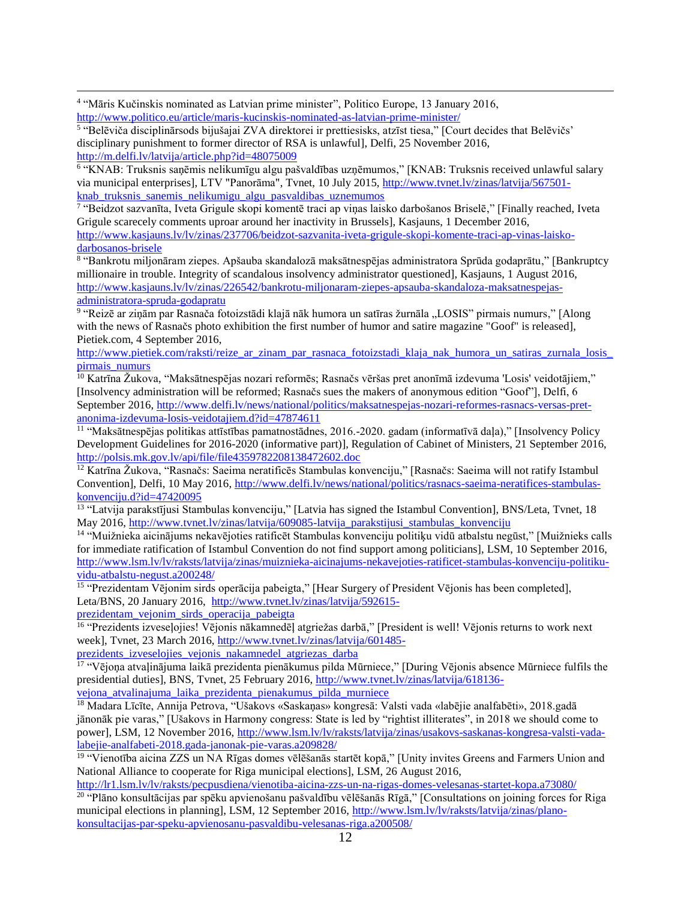[4] "Māris Kučinskis nominated as Latvian prime minister", Politico Europe, 13 January 2016, http://www.politico.eu/article/maris-kucinskis-nominated-as-latvian-prime-minister/

[5] "Belēviča disciplinārsods bijušajai ZVA direktorei ir prettiesisks, atzīst tiesa," [Court decides that Belēvičs' disciplinary punishment to former director of RSA is unlawful], Delfi, 25 November 2016, http://m.delfi.lv/latvija/article.php?id=48075009

[6] "KNAB: Truksnis saņēmis nelikumīgu algu pašvaldības uzņēmumos," [KNAB: Truksnis received unlawful salary via municipal enterprises], LTV "Panorāma", Tvnet, 10 July 2015, http://www.tvnet.lv/zinas/latvija/567501-knab_truksnis_sanemis_nelikumigu_algu_pasvaldibas_uznemumos

[7] "Beidzot sazvanīta, Iveta Grigule skopi komentē traci ap viņas laisko darbošanos Briselē," [Finally reached, Iveta Grigule scarecely comments uproar around her inactivity in Brussels], Kasjauns, 1 December 2016, http://www.kasjauns.lv/lv/zinas/237706/beidzot-sazvanita-iveta-grigule-skopi-komente-traci-ap-vinas-laisko-darbosanos-brisele

[8] "Bankrotu miljonāram ziepes. Apšauba skandalozā maksātnespējas administratora Sprūda godaprātu," [Bankruptcy millionaire in trouble. Integrity of scandalous insolvency administrator questioned], Kasjauns, 1 August 2016, http://www.kasjauns.lv/lv/zinas/226542/bankrotu-miljonaram-ziepes-apsauba-skandaloza-maksatnespejas-administratora-spruda-godapratu

[9] "Reizē ar ziņām par Rasnača fotoizstādi klajā nāk humora un satīras žurnāla „LOSIS" pirmais numurs," [Along with the news of Rasnačs photo exhibition the first number of humor and satire magazine "Goof" is released], Pietiek.com, 4 September 2016, http://www.pietiek.com/raksti/reize_ar_zinam_par_rasnaca_fotoizstadi_klaja_nak_humora_un_satiras_zurnala_losis_pirmais_numurs

[10] Katrīna Žukova, "Maksātnespējas nozari reformēs; Rasnačs vēršas pret anonīmā izdevuma 'Losis' veidotājiem," [Insolvency administration will be reformed; Rasnačs sues the makers of anonymous edition "Goof"], Delfi, 6 September 2016, http://www.delfi.lv/news/national/politics/maksatnespejas-nozari-reformes-rasnacs-versas-pret-anonima-izdevuma-losis-veidotajiem.d?id=47874611

[11] "Maksātnespējas politikas attīstības pamatnostādnes, 2016.-2020. gadam (informatīvā daļa)," [Insolvency Policy Development Guidelines for 2016-2020 (informative part)], Regulation of Cabinet of Ministers, 21 September 2016, http://polsis.mk.gov.lv/api/file/file4359782208138472602.doc

[12] Katrīna Žukova, "Rasnačs: Saeima neratificēs Stambulas konvenciju," [Rasnačs: Saeima will not ratify Istambul Convention], Delfi, 10 May 2016, http://www.delfi.lv/news/national/politics/rasnacs-saeima-neratifices-stambulas-konvenciju.d?id=47420095

[13] "Latvija parakstījusi Stambulas konvenciju," [Latvia has signed the Istambul Convention], BNS/Leta, Tvnet, 18 May 2016, http://www.tvnet.lv/zinas/latvija/609085-latvija_parakstijusi_stambulas_konvenciju

[14] "Muižnieka aicinājums nekavējoties ratificēt Stambulas konvenciju politiķu vidū atbalstu negūst," [Muižnieks calls for immediate ratification of Istambul Convention do not find support among politicians], LSM, 10 September 2016, http://www.lsm.lv/lv/raksts/latvija/zinas/muiznieka-aicinajums-nekavejoties-ratificet-stambulas-konvenciju-politiku-vidu-atbalstu-negust.a200248/

[15] "Prezidentam Vējonim sirds operācija pabeigta," [Hear Surgery of President Vējonis has been completed], Leta/BNS, 20 January 2016, http://www.tvnet.lv/zinas/latvija/592615-prezidentam_vejonim_sirds_operacija_pabeigta

[16] "Prezidents izveseļojies! Vējonis nākamnedēļ atgriežas darbā," [President is well! Vējonis returns to work next week], Tvnet, 23 March 2016, http://www.tvnet.lv/zinas/latvija/601485-prezidents_izveselojies_vejonis_nakamnedel_atgriezas_darba

[17] "Vējoņa atvaļinājuma laikā prezidenta pienākumus pilda Mūrniece," [During Vējonis absence Mūrniece fulfils the presidential duties], BNS, Tvnet, 25 February 2016, http://www.tvnet.lv/zinas/latvija/618136-vejona_atvalinajuma_laika_prezidenta_pienakumus_pilda_murniece

[18] Madara Līcīte, Annija Petrova, "Ušakovs «Saskaņas» kongresā: Valsti vada «labējie analfabēti», 2018.gadā jānonāk pie varas," [Ušakovs in Harmony congress: State is led by "rightist illiterates", in 2018 we should come to power], LSM, 12 November 2016, http://www.lsm.lv/lv/raksts/latvija/zinas/usakovs-saskanas-kongresa-valsti-vada-labejie-analfabeti-2018.gada-janonak-pie-varas.a209828/

[19] "Vienotība aicina ZZS un NA Rīgas domes vēlēšanās startēt kopā," [Unity invites Greens and Farmers Union and National Alliance to cooperate for Riga municipal elections], LSM, 26 August 2016, http://lr1.lsm.lv/lv/raksts/pecpusdiena/vienotiba-aicina-zzs-un-na-rigas-domes-velesanas-startet-kopa.a73080/

[20] "Plāno konsultācijas par spēku apvienošanu pašvaldību vēlēšanās Rīgā," [Consultations on joining forces for Riga municipal elections in planning], LSM, 12 September 2016, http://www.lsm.lv/lv/raksts/latvija/zinas/plano-konsultacijas-par-speku-apvienosanu-pasvaldibu-velesanas-riga.a200508/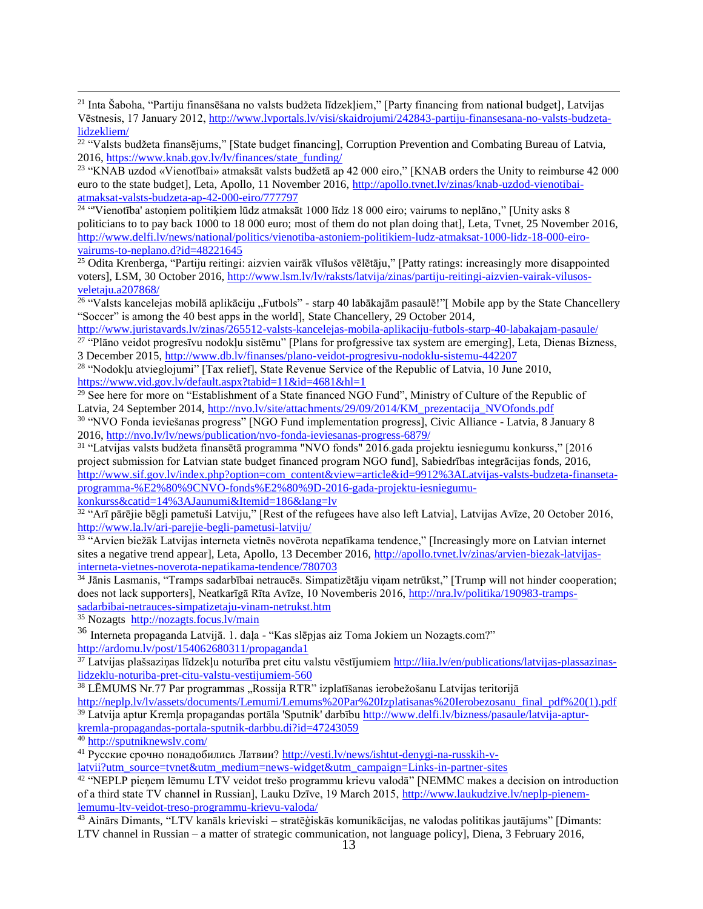[21] Inta Šaboha, "Partiju finansēšana no valsts budžeta līdzekļiem," [Party financing from national budget], Latvijas Vēstnesis, 17 January 2012, http://www.lvportals.lv/visi/skaidrojumi/242843-partiju-finansesana-no-valsts-budzeta-lidzekliem/

[22] "Valsts budžeta finansējums," [State budget financing], Corruption Prevention and Combating Bureau of Latvia, 2016, https://www.knab.gov.lv/lv/finances/state_funding/

[23] "KNAB uzdod «Vienotībai» atmaksāt valsts budžetā ap 42 000 eiro," [KNAB orders the Unity to reimburse 42 000 euro to the state budget], Leta, Apollo, 11 November 2016, http://apollo.tvnet.lv/zinas/knab-uzdod-vienotibai-atmaksat-valsts-budzeta-ap-42-000-eiro/777797

[24] "'Vienotība' astoņiem politiķiem lūdz atmaksāt 1000 līdz 18 000 eiro; vairums to neplāno," [Unity asks 8 politicians to to pay back 1000 to 18 000 euro; most of them do not plan doing that], Leta, Tvnet, 25 November 2016, http://www.delfi.lv/news/national/politics/vienotiba-astoniem-politikiem-ludz-atmaksat-1000-lidz-18-000-eiro-vairums-to-neplano.d?id=48221645

[25] Odita Krenberga, "Partiju reitingi: aizvien vairāk vīlušos vēlētāju," [Patty ratings: increasingly more disappointed voters], LSM, 30 October 2016, http://www.lsm.lv/lv/raksts/latvija/zinas/partiju-reitingi-aizvien-vairak-vilusos-veletaju.a207868/

[26] "Valsts kancelejas mobilā aplikāciju „Futbols" - starp 40 labākajām pasaulē!"[ Mobile app by the State Chancellery "Soccer" is among the 40 best apps in the world], State Chancellery, 29 October 2014, http://www.juristavards.lv/zinas/265512-valsts-kancelejas-mobila-aplikaciju-futbols-starp-40-labakajam-pasaule/

[27] "Plāno veidot progresīvu nodokļu sistēmu" [Plans for profgressive tax system are emerging], Leta, Dienas Bizness, 3 December 2015, http://www.db.lv/finanses/plano-veidot-progresivu-nodoklu-sistemu-442207

[28] "Nodokļu atvieglojumi" [Tax relief], State Revenue Service of the Republic of Latvia, 10 June 2010, https://www.vid.gov.lv/default.aspx?tabid=11&id=4681&hl=1

[29] See here for more on "Establishment of a State financed NGO Fund", Ministry of Culture of the Republic of Latvia, 24 September 2014, http://nvo.lv/site/attachments/29/09/2014/KM_prezentacija_NVOfonds.pdf

[30] "NVO Fonda ieviešanas progress" [NGO Fund implementation progress], Civic Alliance - Latvia, 8 January 8 2016, http://nvo.lv/lv/news/publication/nvo-fonda-ieviesanas-progress-6879/

[31] "Latvijas valsts budžeta finansētā programma "NVO fonds" 2016.gada projektu iesniegumu konkurss," [2016 project submission for Latvian state budget financed program NGO fund], Sabiedrības integrācijas fonds, 2016, http://www.sif.gov.lv/index.php?option=com_content&view=article&id=9912%3ALatvijas-valsts-budzeta-finanseta-programma-%E2%80%9CNVO-fonds%E2%80%9D-2016-gada-projektu-iesniegumu-konkurss&catid=14%3AJaunumi&Itemid=186&lang=lv

[32] "Arī pārējie bēgļi pametuši Latviju," [Rest of the refugees have also left Latvia], Latvijas Avīze, 20 October 2016, http://www.la.lv/ari-parejie-begli-pametusi-latviju/

[33] "Arvien biežāk Latvijas interneta vietnēs novērota nepatīkama tendence," [Increasingly more on Latvian internet sites a negative trend appear], Leta, Apollo, 13 December 2016, http://apollo.tvnet.lv/zinas/arvien-biezak-latvijas-interneta-vietnes-noverota-nepatikama-tendence/780703

[34] Jānis Lasmanis, "Tramps sadarbībai netraucēs. Simpatizētāju viņam netrūkst," [Trump will not hinder cooperation; does not lack supporters], Neatkarīgā Rīta Avīze, 10 Novemberis 2016, http://nra.lv/politika/190983-tramps-sadarbibai-netrauces-simpatizetaju-vinam-netrukst.htm

[35] Nozagts http://nozagts.focus.lv/main

[36] Interneta propaganda Latvijā. 1. daļa - "Kas slēpjas aiz Toma Jokiem un Nozagts.com?" http://ardomu.lv/post/154062680311/propaganda1

[37] Latvijas plašsaziņas līdzekļu noturība pret citu valstu vēstījumiem http://liia.lv/en/publications/latvijas-plassazinas-lidzeklu-noturiba-pret-citu-valstu-vestijumiem-560

[38] LĒMUMS Nr.77 Par programmas „Rossija RTR" izplatīšanas ierobežošanu Latvijas teritorijā http://neplp.lv/lv/assets/documents/Lemumi/Lemums%20Par%20Izplatisanas%20Ierobezosanu_final_pdf%20(1).pdf

[39] Latvija aptur Kremļa propagandas portāla 'Sputnik' darbību http://www.delfi.lv/bizness/pasaule/latvija-aptur-kremla-propagandas-portala-sputnik-darbibu.di?id=47243059

[40] http://sputniknewslv.com/

[41] Русские срочно понадобились Латвии? http://vesti.lv/news/ishtut-denygi-na-russkih-v-latvii?utm_source=tvnet&utm_medium=news-widget&utm_campaign=Links-in-partner-sites

[42] "NEPLP pieņem lēmumu LTV veidot trešo programmu krievu valodā" [NEMMC makes a decision on introduction of a third state TV channel in Russian], Lauku Dzīve, 19 March 2015, http://www.laukudzive.lv/neplp-pienem-lemumu-ltv-veidot-treso-programmu-krievu-valoda/

[43] Ainārs Dimants, "LTV kanāls krieviski – stratēģiskās komunikācijas, ne valodas politikas jautājums" [Dimants: LTV channel in Russian – a matter of strategic communication, not language policy], Diena, 3 February 2016,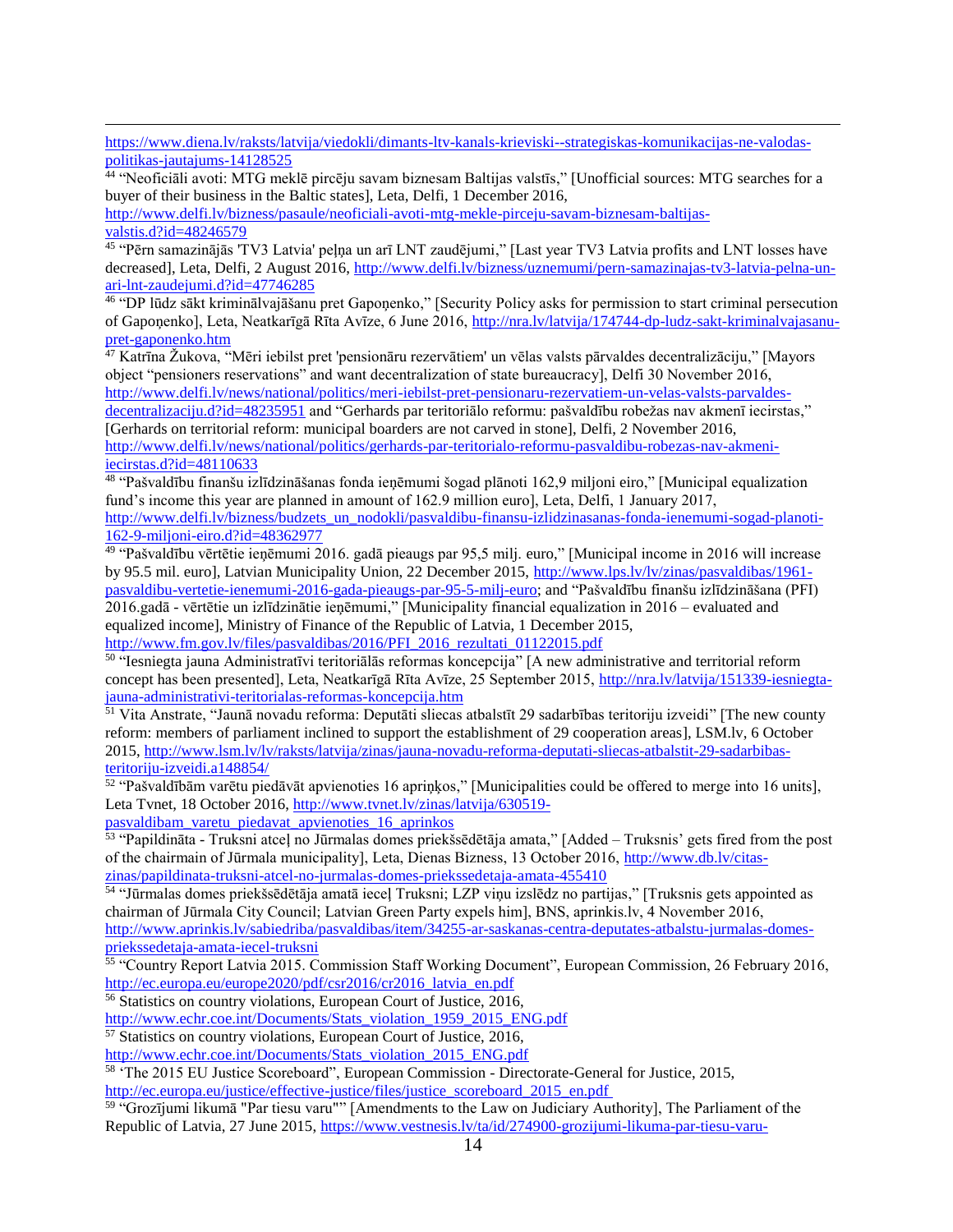https://www.diena.lv/raksts/latvija/viedokli/dimants-ltv-kanals-krieviski--strategiskas-komunikacijas-ne-valodas-politikas-jautajums-14128525

[44] "Neoficiāli avoti: MTG meklē pircēju savam biznesam Baltijas valstīs," [Unofficial sources: MTG searches for a buyer of their business in the Baltic states], Leta, Delfi, 1 December 2016, http://www.delfi.lv/bizness/pasaule/neoficiali-avoti-mtg-mekle-pirceju-savam-biznesam-baltijas-valstis.d?id=48246579

[45] "Pērn samazinājās 'TV3 Latvia' peļņa un arī LNT zaudējumi," [Last year TV3 Latvia profits and LNT losses have decreased], Leta, Delfi, 2 August 2016, http://www.delfi.lv/bizness/uznemumi/pern-samazinajas-tv3-latvia-pelna-un-ari-lnt-zaudejumi.d?id=47746285

[46] "DP lūdz sākt kriminālvajāšanu pret Gapoņenko," [Security Policy asks for permission to start criminal persecution of Gapoņenko], Leta, Neatkarīgā Rīta Avīze, 6 June 2016, http://nra.lv/latvija/174744-dp-ludz-sakt-kriminalvajasanu-pret-gaponenko.htm

[47] Katrīna Žukova, "Mēri iebilst pret 'pensionāru rezervātiem' un vēlas valsts pārvaldes decentralizāciju," [Mayors object "pensioners reservations" and want decentralization of state bureaucracy], Delfi 30 November 2016, http://www.delfi.lv/news/national/politics/meri-iebilst-pret-pensionaru-rezervatiem-un-velas-valsts-parvaldes-decentralizaciju.d?id=48235951 and "Gerhards par teritoriālo reformu: pašvaldību robežas nav akmenī iecirstas," [Gerhards on territorial reform: municipal boarders are not carved in stone], Delfi, 2 November 2016, http://www.delfi.lv/news/national/politics/gerhards-par-teritorialo-reformu-pasvaldibu-robezas-nav-akmeni-iecirstas.d?id=48110633

[48] "Pašvaldību finanšu izlīdzināšanas fonda ieņēmumi šogad plānoti 162,9 miljoni eiro," [Municipal equalization fund's income this year are planned in amount of 162.9 million euro], Leta, Delfi, 1 January 2017, http://www.delfi.lv/bizness/budzets_un_nodokli/pasvaldibu-finansu-izlidzinasanas-fonda-ienemumi-sogad-planoti-162-9-miljoni-eiro.d?id=48362977

[49] "Pašvaldību vērtētie ieņēmumi 2016. gadā pieaugs par 95,5 milj. euro," [Municipal income in 2016 will increase by 95.5 mil. euro], Latvian Municipality Union, 22 December 2015, http://www.lps.lv/lv/zinas/pasvaldibas/1961-pasvaldibu-vertetie-ienemumi-2016-gada-pieaugs-par-95-5-milj-euro; and "Pašvaldību finanšu izlīdzināšana (PFI) 2016.gadā - vērtētie un izlīdzinātie ieņēmumi," [Municipality financial equalization in 2016 – evaluated and equalized income], Ministry of Finance of the Republic of Latvia, 1 December 2015, http://www.fm.gov.lv/files/pasvaldibas/2016/PFI_2016_rezultati_01122015.pdf

[50] "Iesniegta jauna Administratīvi teritoriālās reformas koncepcija" [A new administrative and territorial reform concept has been presented], Leta, Neatkarīgā Rīta Avīze, 25 September 2015, http://nra.lv/latvija/151339-iesniegta-jauna-administrativi-teritorialas-reformas-koncepcija.htm

[51] Vita Anstrate, "Jaunā novadu reforma: Deputāti sliecas atbalstīt 29 sadarbības teritoriju izveidi" [The new county reform: members of parliament inclined to support the establishment of 29 cooperation areas], LSM.lv, 6 October 2015, http://www.lsm.lv/lv/raksts/latvija/zinas/jauna-novadu-reforma-deputati-sliecas-atbalstit-29-sadarbibas-teritoriju-izveidi.a148854/

[52] "Pašvaldībām varētu piedāvāt apvienoties 16 apriņķos," [Municipalities could be offered to merge into 16 units], Leta Tvnet, 18 October 2016, http://www.tvnet.lv/zinas/latvija/630519-pasvaldibam_varetu_piedavat_apvienoties_16_aprinkos

[53] "Papildināta - Truksni atceļ no Jūrmalas domes priekšsēdētāja amata," [Added – Truksnis' gets fired from the post of the chairmain of Jūrmala municipality], Leta, Dienas Bizness, 13 October 2016, http://www.db.lv/citas-zinas/papildinata-truksni-atcel-no-jurmalas-domes-priekssedetaja-amata-455410

[54] "Jūrmalas domes priekšsēdētāja amatā ieceļ Truksni; LZP viņu izslēdz no partijas," [Truksnis gets appointed as chairman of Jūrmala City Council; Latvian Green Party expels him], BNS, aprinkis.lv, 4 November 2016, http://www.aprinkis.lv/sabiedriba/pasvaldibas/item/34255-ar-saskanas-centra-deputates-atbalstu-jurmalas-domes-priekssedetaja-amata-iecel-truksni

[55] "Country Report Latvia 2015. Commission Staff Working Document", European Commission, 26 February 2016, http://ec.europa.eu/europe2020/pdf/csr2016/cr2016_latvia_en.pdf

[56] Statistics on country violations, European Court of Justice, 2016, http://www.echr.coe.int/Documents/Stats_violation_1959_2015_ENG.pdf

[57] Statistics on country violations, European Court of Justice, 2016, http://www.echr.coe.int/Documents/Stats_violation_2015_ENG.pdf

[58] 'The 2015 EU Justice Scoreboard", European Commission - Directorate-General for Justice, 2015, http://ec.europa.eu/justice/effective-justice/files/justice_scoreboard_2015_en.pdf

[59] "Grozījumi likumā "Par tiesu varu"" [Amendments to the Law on Judiciary Authority], The Parliament of the Republic of Latvia, 27 June 2015, https://www.vestnesis.lv/ta/id/274900-grozijumi-likuma-par-tiesu-varu-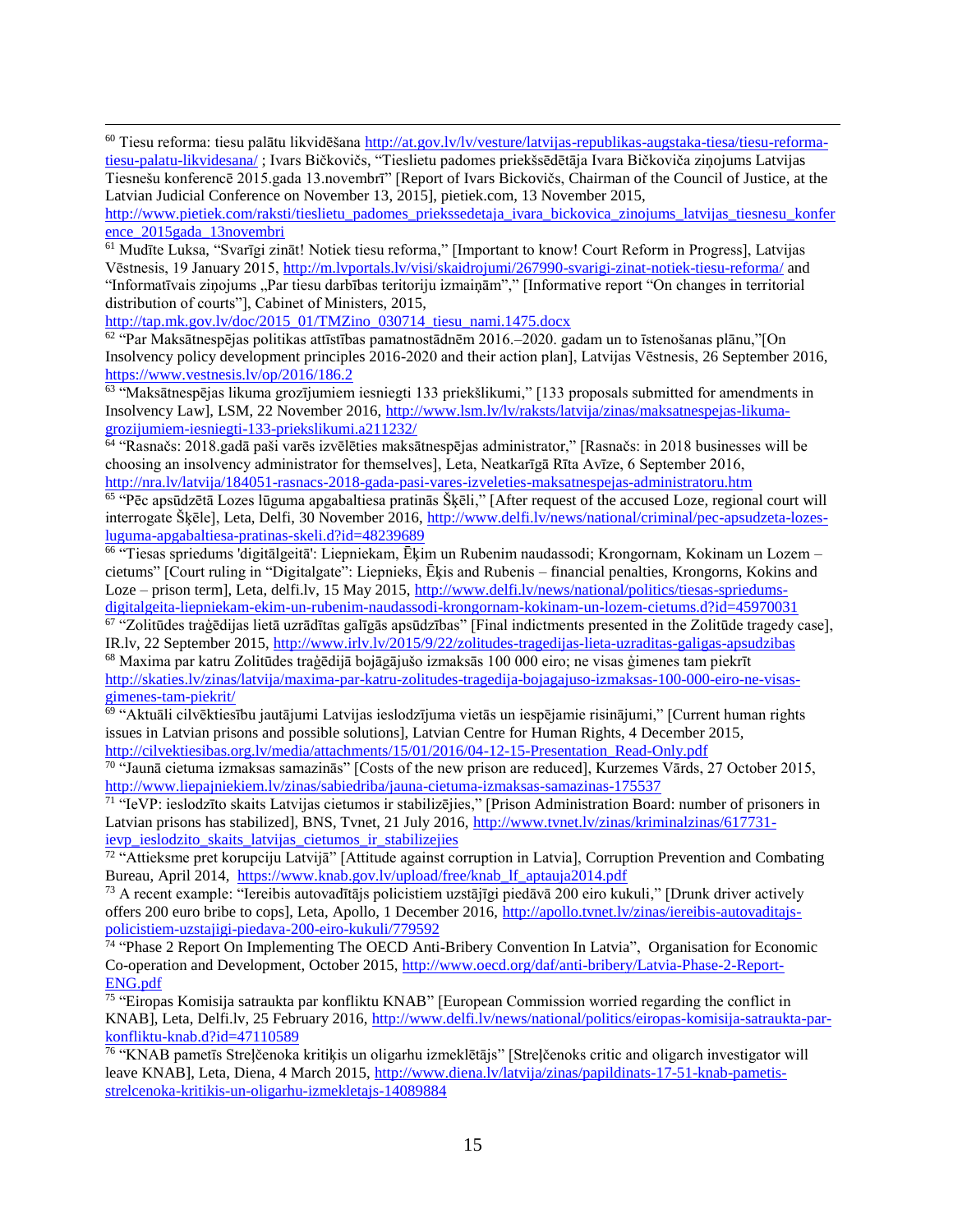[60] Tiesu reforma: tiesu palātu likvidēšana http://at.gov.lv/lv/vesture/latvijas-republikas-augstaka-tiesa/tiesu-reforma-tiesu-palatu-likvidesana/ ; Ivars Bičkovičs, "Tieslietu padomes priekšsēdētāja Ivara Bičkoviča ziņojums Latvijas Tiesnešu konferencē 2015.gada 13.novembrī" [Report of Ivars Bickovičs, Chairman of the Council of Justice, at the Latvian Judicial Conference on November 13, 2015], pietiek.com, 13 November 2015, http://www.pietiek.com/raksti/tieslietu_padomes_priekssedetaja_ivara_bickovica_zinojums_latvijas_tiesnesu_konference_2015gada_13novembri

[61] Mudīte Luksa, "Svarīgi zināt! Notiek tiesu reforma," [Important to know! Court Reform in Progress], Latvijas Vēstnesis, 19 January 2015, http://m.lvportals.lv/visi/skaidrojumi/267990-svarigi-zinat-notiek-tiesu-reforma/ and "Informatīvais ziņojums „Par tiesu darbības teritoriju izmaiņām"," [Informative report "On changes in territorial distribution of courts"], Cabinet of Ministers, 2015, http://tap.mk.gov.lv/doc/2015_01/TMZino_030714_tiesu_nami.1475.docx

[62] "Par Maksātnespējas politikas attīstības pamatnostādnēm 2016.–2020. gadam un to īstenošanas plānu,"[On Insolvency policy development principles 2016-2020 and their action plan], Latvijas Vēstnesis, 26 September 2016, https://www.vestnesis.lv/op/2016/186.2

[63] "Maksātnespējas likuma grozījumiem iesniegti 133 priekšlikumi," [133 proposals submitted for amendments in Insolvency Law], LSM, 22 November 2016, http://www.lsm.lv/lv/raksts/latvija/zinas/maksatnespejas-likuma-grozijumiem-iesniegti-133-priekslikumi.a211232/

[64] "Rasnačs: 2018.gadā paši varēs izvēlēties maksātnespējas administrator," [Rasnačs: in 2018 businesses will be choosing an insolvency administrator for themselves], Leta, Neatkarīgā Rīta Avīze, 6 September 2016, http://nra.lv/latvija/184051-rasnacs-2018-gada-pasi-vares-izveleties-maksatnespejas-administratoru.htm

[65] "Pēc apsūdzētā Lozes lūguma apgabaltiesa pratinās Šķēli," [After request of the accused Loze, regional court will interrogate Šķēle], Leta, Delfi, 30 November 2016, http://www.delfi.lv/news/national/criminal/pec-apsudzeta-lozes-luguma-apgabaltiesa-pratinas-skeli.d?id=48239689

[66] "Tiesas spriedums 'digitālgeitā': Liepniekam, Ēķim un Rubenim naudassodi; Krongornam, Kokinam un Lozem – cietums" [Court ruling in "Digitalgate": Liepnieks, Ēķis and Rubenis – financial penalties, Krongorns, Kokins and Loze – prison term], Leta, delfi.lv, 15 May 2015, http://www.delfi.lv/news/national/politics/tiesas-spriedums-digitalgeita-liepniekam-ekim-un-rubenim-naudassodi-krongornam-kokinam-un-lozem-cietums.d?id=45970031

[67] "Zolitūdes traģēdijas lietā uzrādītas galīgās apsūdzības" [Final indictments presented in the Zolitūde tragedy case], IR.lv, 22 September 2015, http://www.irlv.lv/2015/9/22/zolitudes-tragedijas-lieta-uzraditas-galigas-apsudzibas

[68] Maxima par katru Zolitūdes traģēdijā bojāgājušo izmaksās 100 000 eiro; ne visas ģimenes tam piekrīt http://skaties.lv/zinas/latvija/maxima-par-katru-zolitudes-tragedija-bojagajuso-izmaksas-100-000-eiro-ne-visas-gimenes-tam-piekrit/

[69] "Aktuāli cilvēktiesību jautājumi Latvijas ieslodzījuma vietās un iespējamie risinājumi," [Current human rights issues in Latvian prisons and possible solutions], Latvian Centre for Human Rights, 4 December 2015, http://cilvektiesibas.org.lv/media/attachments/15/01/2016/04-12-15-Presentation_Read-Only.pdf

[70] "Jaunā cietuma izmaksas samazinās" [Costs of the new prison are reduced], Kurzemes Vārds, 27 October 2015, http://www.liepajniekiem.lv/zinas/sabiedriba/jauna-cietuma-izmaksas-samazinas-175537

[71] "IeVP: ieslodzīto skaits Latvijas cietumos ir stabilizējies," [Prison Administration Board: number of prisoners in Latvian prisons has stabilized], BNS, Tvnet, 21 July 2016, http://www.tvnet.lv/zinas/kriminalzinas/617731-ievp_ieslodzito_skaits_latvijas_cietumos_ir_stabilizejies

[72] "Attieksme pret korupciju Latvijā" [Attitude against corruption in Latvia], Corruption Prevention and Combating Bureau, April 2014, https://www.knab.gov.lv/upload/free/knab_lf_aptauja2014.pdf

[73] A recent example: "Iereibis autovadītājs policistiem uzstājīgi piedāvā 200 eiro kukuli," [Drunk driver actively offers 200 euro bribe to cops], Leta, Apollo, 1 December 2016, http://apollo.tvnet.lv/zinas/iereibis-autovaditajs-policistiem-uzstajigi-piedava-200-eiro-kukuli/779592

[74] "Phase 2 Report On Implementing The OECD Anti-Bribery Convention In Latvia", Organisation for Economic Co-operation and Development, October 2015, http://www.oecd.org/daf/anti-bribery/Latvia-Phase-2-Report-ENG.pdf

[75] "Eiropas Komisija satraukta par konfliktu KNAB" [European Commission worried regarding the conflict in KNAB], Leta, Delfi.lv, 25 February 2016, http://www.delfi.lv/news/national/politics/eiropas-komisija-satraukta-par-konfliktu-knab.d?id=47110589

[76] "KNAB pametīs Streļčenoka kritiķis un oligarhu izmeklētājs" [Streļčenoks critic and oligarch investigator will leave KNAB], Leta, Diena, 4 March 2015, http://www.diena.lv/latvija/zinas/papildinats-17-51-knab-pametis-strelcenoka-kritikis-un-oligarhu-izmekletajs-14089884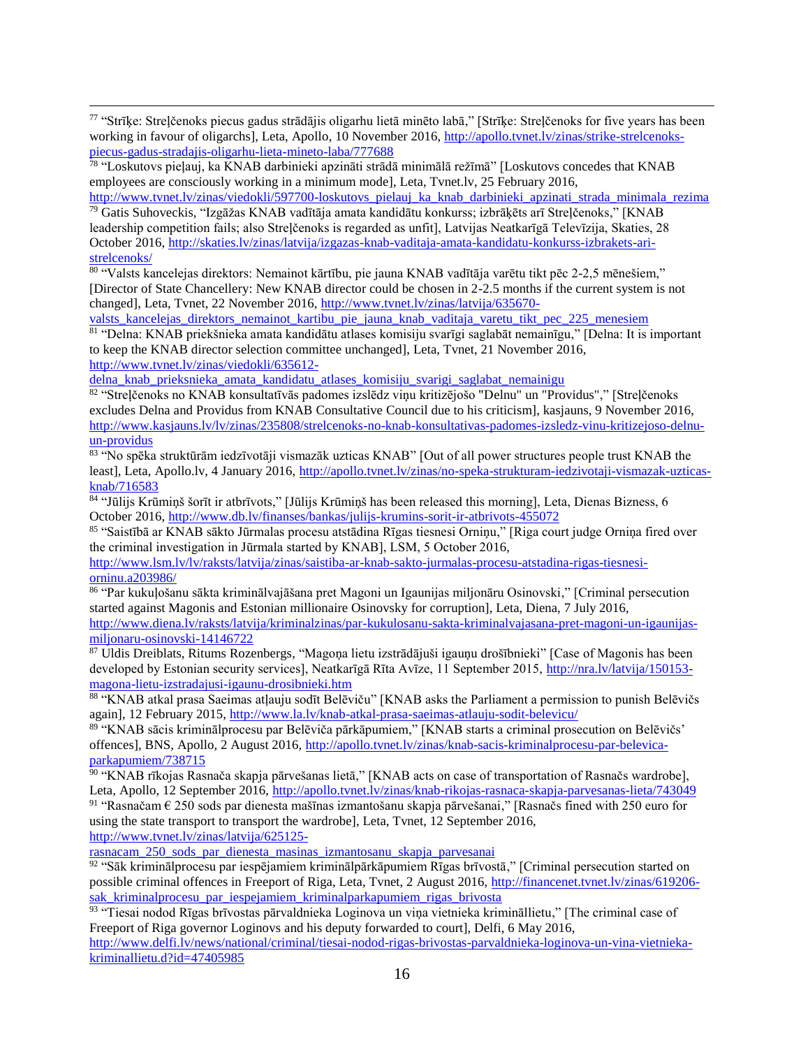[77] "Strīķe: Streļčenoks piecus gadus strādājis oligarhu lietā minēto labā," [Strīķe: Streļčenoks for five years has been working in favour of oligarchs], Leta, Apollo, 10 November 2016, http://apollo.tvnet.lv/zinas/strike-strelcenoks-piecus-gadus-stradajis-oligarhu-lieta-mineto-laba/777688

[78] "Loskutovs pieļauj, ka KNAB darbinieki apzināti strādā minimālā režīmā" [Loskutovs concedes that KNAB employees are consciously working in a minimum mode], Leta, Tvnet.lv, 25 February 2016, http://www.tvnet.lv/zinas/viedokli/597700-loskutovs_pielauj_ka_knab_darbinieki_apzinati_strada_minimala_rezima

[79] Gatis Suhoveckis, "Izgāžas KNAB vadītāja amata kandidātu konkurss; izbrāķēts arī Streļčenoks," [KNAB leadership competition fails; also Streļčenoks is regarded as unfit], Latvijas Neatkarīgā Televīzija, Skaties, 28 October 2016, http://skaties.lv/zinas/latvija/izgazas-knab-vaditaja-amata-kandidatu-konkurss-izbrakets-ari-strelcenoks/

[80] "Valsts kancelejas direktors: Nemainot kārtību, pie jauna KNAB vadītāja varētu tikt pēc 2-2,5 mēnešiem," [Director of State Chancellery: New KNAB director could be chosen in 2-2.5 months if the current system is not changed], Leta, Tvnet, 22 November 2016, http://www.tvnet.lv/zinas/latvija/635670-valsts_kancelejas_direktors_nemainot_kartibu_pie_jauna_knab_vaditaja_varetu_tikt_pec_225_menesiem

[81] "Delna: KNAB priekšnieka amata kandidātu atlases komisiju svarīgi saglabāt nemainīgu," [Delna: It is important to keep the KNAB director selection committee unchanged], Leta, Tvnet, 21 November 2016, http://www.tvnet.lv/zinas/viedokli/635612-delna_knab_prieksnieka_amata_kandidatu_atlases_komisiju_svarigi_saglabat_nemainigu

[82] "Streļčenoks no KNAB konsultatīvās padomes izslēdz viņu kritizējošo "Delnu" un "Providus"," [Streļčenoks excludes Delna and Providus from KNAB Consultative Council due to his criticism], kasjauns, 9 November 2016, http://www.kasjauns.lv/lv/zinas/235808/strelcenoks-no-knab-konsultativas-padomes-izsledz-vinu-kritizejoso-delnu-un-providus

[83] "No spēka struktūrām iedzīvotāji vismazāk uzticas KNAB" [Out of all power structures people trust KNAB the least], Leta, Apollo.lv, 4 January 2016, http://apollo.tvnet.lv/zinas/no-speka-strukturam-iedzivotaji-vismazak-uzticas-knab/716583

[84] "Jūlijs Krūmiņš šorīt ir atbrīvots," [Jūlijs Krūmiņš has been released this morning], Leta, Dienas Bizness, 6 October 2016, http://www.db.lv/finanses/bankas/julijs-krumins-sorit-ir-atbrivots-455072

[85] "Saistībā ar KNAB sākto Jūrmalas procesu atstādina Rīgas tiesnesi Orniņu," [Riga court judge Orniņa fired over the criminal investigation in Jūrmala started by KNAB], LSM, 5 October 2016, http://www.lsm.lv/lv/raksts/latvija/zinas/saistiba-ar-knab-sakto-jurmalas-procesu-atstadina-rigas-tiesnesi-orninu.a203986/

[86] "Par kukuļošanu sākta kriminālvajāšana pret Magoni un Igaunijas miljonāru Osinovski," [Criminal persecution started against Magonis and Estonian millionaire Osinovsky for corruption], Leta, Diena, 7 July 2016, http://www.diena.lv/raksts/latvija/kriminalzinas/par-kukulosanu-sakta-kriminalvajasana-pret-magoni-un-igaunijas-miljonaru-osinovski-14146722

[87] Uldis Dreiblats, Ritums Rozenbergs, "Magoņa lietu izstrādājuši igauņu drošībnieki" [Case of Magonis has been developed by Estonian security services], Neatkarīgā Rīta Avīze, 11 September 2015, http://nra.lv/latvija/150153-magona-lietu-izstradajusi-igaunu-drosibnieki.htm

[88] "KNAB atkal prasa Saeimas atļauju sodīt Belēviču" [KNAB asks the Parliament a permission to punish Belēvičs again], 12 February 2015, http://www.la.lv/knab-atkal-prasa-saeimas-atlauju-sodit-belevicu/

[89] "KNAB sācis kriminālprocesu par Belēviča pārkāpumiem," [KNAB starts a criminal prosecution on Belēvičs' offences], BNS, Apollo, 2 August 2016, http://apollo.tvnet.lv/zinas/knab-sacis-kriminalprocesu-par-belevica-parkapumiem/738715

[90] "KNAB rīkojas Rasnača skapja pārvešanas lietā," [KNAB acts on case of transportation of Rasnačs wardrobe], Leta, Apollo, 12 September 2016, http://apollo.tvnet.lv/zinas/knab-rikojas-rasnaca-skapja-parvesanas-lieta/743049

[91] "Rasnačam € 250 sods par dienesta mašīnas izmantošanu skapja pārvešanai," [Rasnačs fined with 250 euro for using the state transport to transport the wardrobe], Leta, Tvnet, 12 September 2016, http://www.tvnet.lv/zinas/latvija/625125-rasnacam_250_sods_par_dienesta_masinas_izmantosanu_skapja_parvesanai

[92] "Sāk kriminālprocesu par iespējamiem kriminālpārkāpumiem Rīgas brīvostā," [Criminal persecution started on possible criminal offences in Freeport of Riga, Leta, Tvnet, 2 August 2016, http://financenet.tvnet.lv/zinas/619206-sak_kriminalprocesu_par_iespejamiem_kriminalparkapumiem_rigas_brivosta

[93] "Tiesai nodod Rīgas brīvostas pārvaldnieka Loginova un viņa vietnieka krimināllietu," [The criminal case of Freeport of Riga governor Loginovs and his deputy forwarded to court], Delfi, 6 May 2016, http://www.delfi.lv/news/national/criminal/tiesai-nodod-rigas-brivostas-parvaldnieka-loginova-un-vina-vietnieka-kriminallietu.d?id=47405985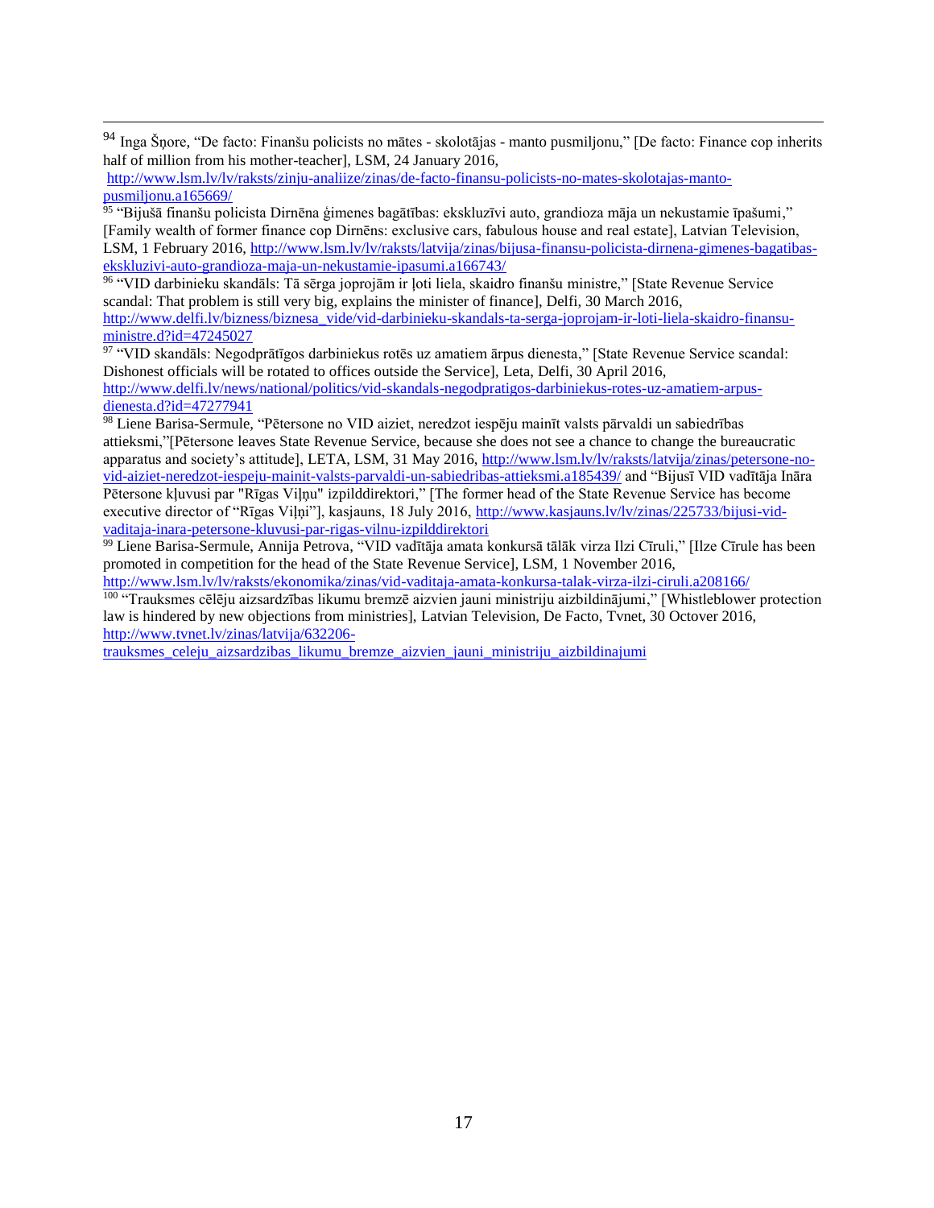[94] Inga Šņore, "De facto: Finanšu policists no mātes - skolotājas - manto pusmiljonu," [De facto: Finance cop inherits half of million from his mother-teacher], LSM, 24 January 2016, http://www.lsm.lv/lv/raksts/zinju-analiize/zinas/de-facto-finansu-policists-no-mates-skolotajas-manto-pusmiljonu.a165669/

[95] "Bijušā finanšu policista Dirnēna ģimenes bagātības: ekskluzīvi auto, grandioza māja un nekustamie īpašumi," [Family wealth of former finance cop Dirnēns: exclusive cars, fabulous house and real estate], Latvian Television, LSM, 1 February 2016, http://www.lsm.lv/lv/raksts/latvija/zinas/bijusa-finansu-policista-dirnena-gimenes-bagatibas-ekskluzivi-auto-grandioza-maja-un-nekustamie-ipasumi.a166743/

[96] "VID darbinieku skandāls: Tā sērga joprojām ir ļoti liela, skaidro finanšu ministre," [State Revenue Service scandal: That problem is still very big, explains the minister of finance], Delfi, 30 March 2016, http://www.delfi.lv/bizness/biznesa_vide/vid-darbinieku-skandals-ta-serga-joprojam-ir-loti-liela-skaidro-finansu-ministre.d?id=47245027

[97] "VID skandāls: Negodprātīgos darbiniekus rotēs uz amatiem ārpus dienesta," [State Revenue Service scandal: Dishonest officials will be rotated to offices outside the Service], Leta, Delfi, 30 April 2016, http://www.delfi.lv/news/national/politics/vid-skandals-negodpratigos-darbiniekus-rotes-uz-amatiem-arpus-dienesta.d?id=47277941

[98] Liene Barisa-Sermule, "Pētersone no VID aiziet, neredzot iespēju mainīt valsts pārvaldi un sabiedrības attieksmi,"[Pētersone leaves State Revenue Service, because she does not see a chance to change the bureaucratic apparatus and society's attitude], LETA, LSM, 31 May 2016, http://www.lsm.lv/lv/raksts/latvija/zinas/petersone-no-vid-aiziet-neredzot-iespeju-mainit-valsts-parvaldi-un-sabiedribas-attieksmi.a185439/ and "Bijusī VID vadītāja Ināra Pētersone kļuvusi par "Rīgas Viļņu" izpilddirektori," [The former head of the State Revenue Service has become executive director of "Rīgas Viļņi"], kasjauns, 18 July 2016, http://www.kasjauns.lv/lv/zinas/225733/bijusi-vid-vaditaja-inara-petersone-kluvusi-par-rigas-vilnu-izpilddirektori

[99] Liene Barisa-Sermule, Annija Petrova, "VID vadītāja amata konkursā tālāk virza Ilzi Cīruli," [Ilze Cīrule has been promoted in competition for the head of the State Revenue Service], LSM, 1 November 2016, http://www.lsm.lv/lv/raksts/ekonomika/zinas/vid-vaditaja-amata-konkursa-talak-virza-ilzi-ciruli.a208166/

[100] "Trauksmes cēlēju aizsardzības likumu bremzē aizvien jauni ministriju aizbildinājumi," [Whistleblower protection law is hindered by new objections from ministries], Latvian Television, De Facto, Tvnet, 30 Octover 2016, http://www.tvnet.lv/zinas/latvija/632206-trauksmes_celeju_aizsardzibas_likumu_bremze_aizvien_jauni_ministriju_aizbildinajumi